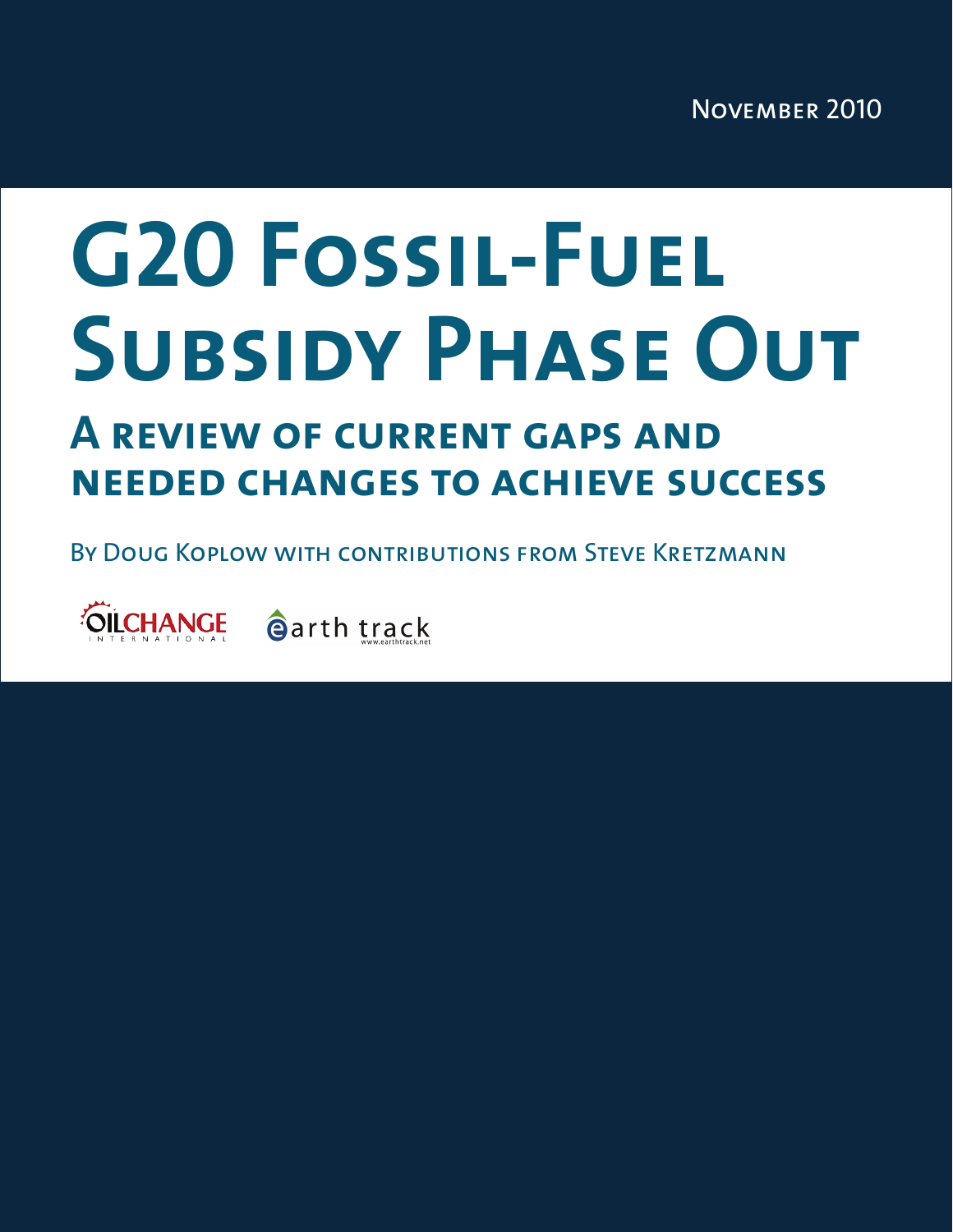November 2010

# G20 Fossil-Fuel Subsidy Phase Out

## A review of current gaps and needed changes to achieve success

By Doug Koplow with contributions from Steve Kretzmann

OILCHANGE INTERNATIONAL

earth track
www.earthtrack.net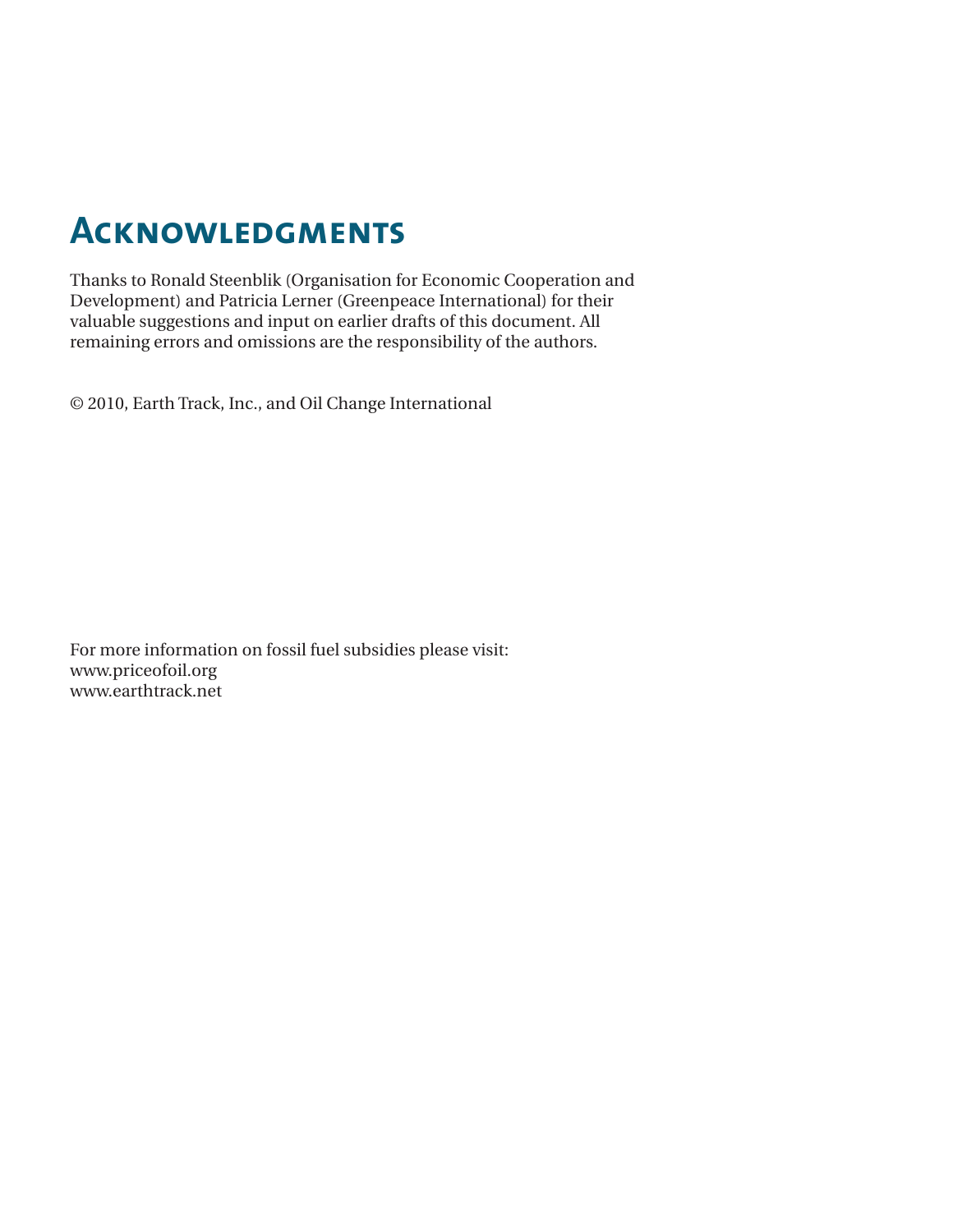# Acknowledgments

Thanks to Ronald Steenblik (Organisation for Economic Cooperation and Development) and Patricia Lerner (Greenpeace International) for their valuable suggestions and input on earlier drafts of this document. All remaining errors and omissions are the responsibility of the authors.

© 2010, Earth Track, Inc., and Oil Change International

For more information on fossil fuel subsidies please visit:
www.priceofoil.org
www.earthtrack.net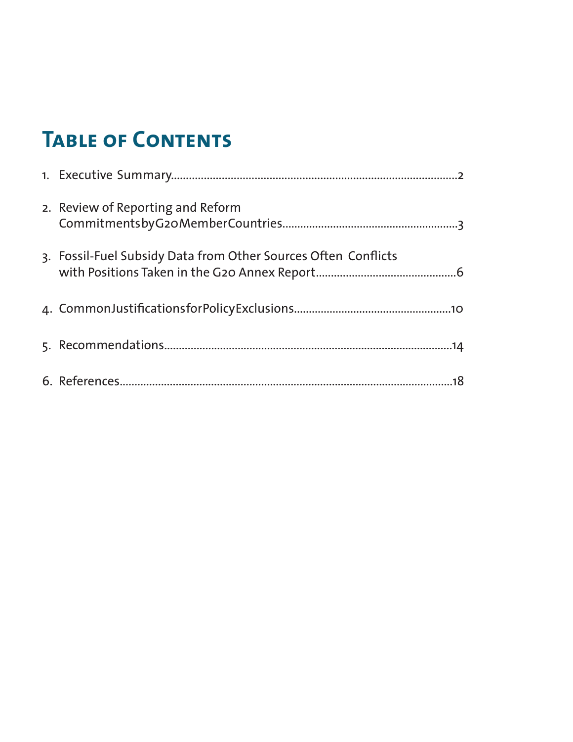# Table of Contents

1. Executive Summary....................................................................................................2

2. Review of Reporting and Reform Commitments by G20 Member Countries...........................................................3

3. Fossil-Fuel Subsidy Data from Other Sources Often Conflicts with Positions Taken in the G20 Annex Report...............................................6

4. Common Justifications for Policy Exclusions....................................................10

5. Recommendations....................................................................................................14

6. References....................................................................................................................18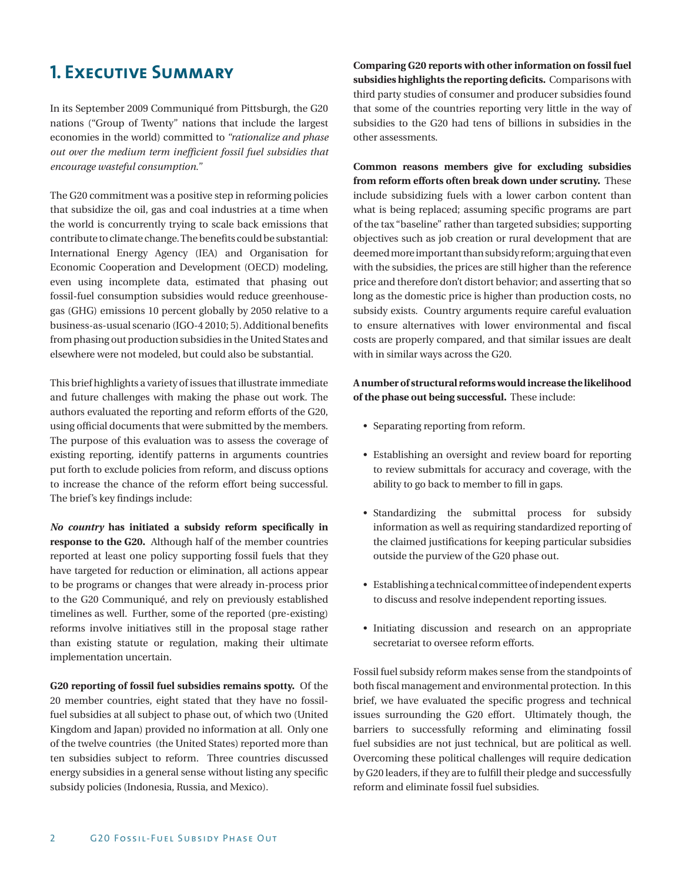# 1. Executive Summary

In its September 2009 Communiqué from Pittsburgh, the G20 nations ("Group of Twenty" nations that include the largest economies in the world) committed to *"rationalize and phase out over the medium term inefficient fossil fuel subsidies that encourage wasteful consumption."*

The G20 commitment was a positive step in reforming policies that subsidize the oil, gas and coal industries at a time when the world is concurrently trying to scale back emissions that contribute to climate change. The benefits could be substantial: International Energy Agency (IEA) and Organisation for Economic Cooperation and Development (OECD) modeling, even using incomplete data, estimated that phasing out fossil-fuel consumption subsidies would reduce greenhouse-gas (GHG) emissions 10 percent globally by 2050 relative to a business-as-usual scenario (IGO-4 2010; 5). Additional benefits from phasing out production subsidies in the United States and elsewhere were not modeled, but could also be substantial.

This brief highlights a variety of issues that illustrate immediate and future challenges with making the phase out work. The authors evaluated the reporting and reform efforts of the G20, using official documents that were submitted by the members. The purpose of this evaluation was to assess the coverage of existing reporting, identify patterns in arguments countries put forth to exclude policies from reform, and discuss options to increase the chance of the reform effort being successful. The brief's key findings include:

***No country*** **has initiated a subsidy reform specifically in response to the G20.** Although half of the member countries reported at least one policy supporting fossil fuels that they have targeted for reduction or elimination, all actions appear to be programs or changes that were already in-process prior to the G20 Communiqué, and rely on previously established timelines as well. Further, some of the reported (pre-existing) reforms involve initiatives still in the proposal stage rather than existing statute or regulation, making their ultimate implementation uncertain.

**G20 reporting of fossil fuel subsidies remains spotty.** Of the 20 member countries, eight stated that they have no fossil-fuel subsidies at all subject to phase out, of which two (United Kingdom and Japan) provided no information at all. Only one of the twelve countries (the United States) reported more than ten subsidies subject to reform. Three countries discussed energy subsidies in a general sense without listing any specific subsidy policies (Indonesia, Russia, and Mexico).

**Comparing G20 reports with other information on fossil fuel subsidies highlights the reporting deficits.** Comparisons with third party studies of consumer and producer subsidies found that some of the countries reporting very little in the way of subsidies to the G20 had tens of billions in subsidies in the other assessments.

**Common reasons members give for excluding subsidies from reform efforts often break down under scrutiny.** These include subsidizing fuels with a lower carbon content than what is being replaced; assuming specific programs are part of the tax "baseline" rather than targeted subsidies; supporting objectives such as job creation or rural development that are deemed more important than subsidy reform; arguing that even with the subsidies, the prices are still higher than the reference price and therefore don't distort behavior; and asserting that so long as the domestic price is higher than production costs, no subsidy exists. Country arguments require careful evaluation to ensure alternatives with lower environmental and fiscal costs are properly compared, and that similar issues are dealt with in similar ways across the G20.

**A number of structural reforms would increase the likelihood of the phase out being successful.** These include:

- Separating reporting from reform.
- Establishing an oversight and review board for reporting to review submittals for accuracy and coverage, with the ability to go back to member to fill in gaps.
- Standardizing the submittal process for subsidy information as well as requiring standardized reporting of the claimed justifications for keeping particular subsidies outside the purview of the G20 phase out.
- Establishing a technical committee of independent experts to discuss and resolve independent reporting issues.
- Initiating discussion and research on an appropriate secretariat to oversee reform efforts.

Fossil fuel subsidy reform makes sense from the standpoints of both fiscal management and environmental protection. In this brief, we have evaluated the specific progress and technical issues surrounding the G20 effort. Ultimately though, the barriers to successfully reforming and eliminating fossil fuel subsidies are not just technical, but are political as well. Overcoming these political challenges will require dedication by G20 leaders, if they are to fulfill their pledge and successfully reform and eliminate fossil fuel subsidies.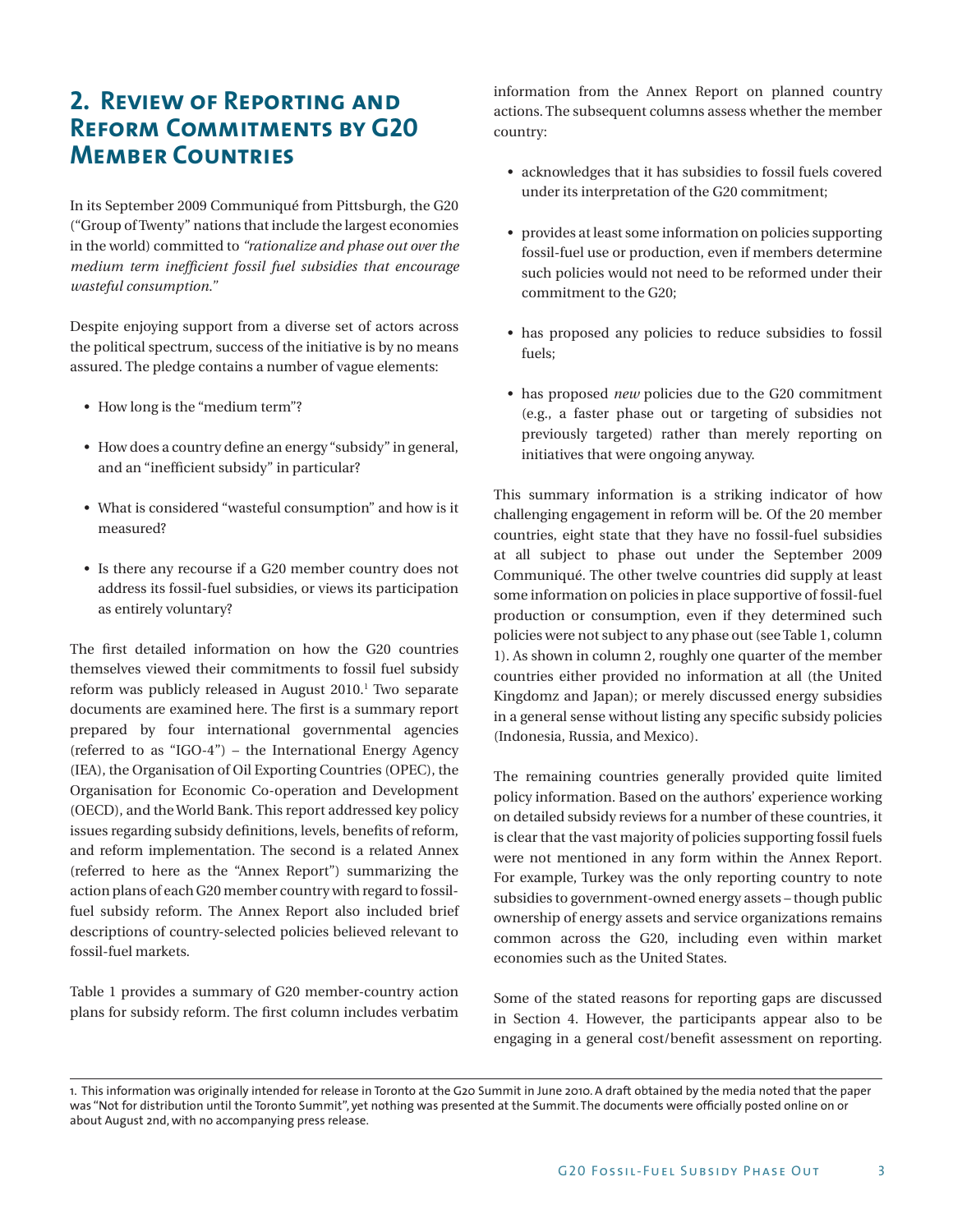## 2. Review of Reporting and Reform Commitments by G20 Member Countries

In its September 2009 Communiqué from Pittsburgh, the G20 ("Group of Twenty" nations that include the largest economies in the world) committed to *"rationalize and phase out over the medium term inefficient fossil fuel subsidies that encourage wasteful consumption."*

Despite enjoying support from a diverse set of actors across the political spectrum, success of the initiative is by no means assured. The pledge contains a number of vague elements:

- How long is the "medium term"?
- How does a country define an energy "subsidy" in general, and an "inefficient subsidy" in particular?
- What is considered "wasteful consumption" and how is it measured?
- Is there any recourse if a G20 member country does not address its fossil-fuel subsidies, or views its participation as entirely voluntary?

The first detailed information on how the G20 countries themselves viewed their commitments to fossil fuel subsidy reform was publicly released in August 2010.[1] Two separate documents are examined here. The first is a summary report prepared by four international governmental agencies (referred to as "IGO-4") – the International Energy Agency (IEA), the Organisation of Oil Exporting Countries (OPEC), the Organisation for Economic Co-operation and Development (OECD), and the World Bank. This report addressed key policy issues regarding subsidy definitions, levels, benefits of reform, and reform implementation. The second is a related Annex (referred to here as the "Annex Report") summarizing the action plans of each G20 member country with regard to fossil-fuel subsidy reform. The Annex Report also included brief descriptions of country-selected policies believed relevant to fossil-fuel markets.

Table 1 provides a summary of G20 member-country action plans for subsidy reform. The first column includes verbatim information from the Annex Report on planned country actions. The subsequent columns assess whether the member country:

- acknowledges that it has subsidies to fossil fuels covered under its interpretation of the G20 commitment;
- provides at least some information on policies supporting fossil-fuel use or production, even if members determine such policies would not need to be reformed under their commitment to the G20;
- has proposed any policies to reduce subsidies to fossil fuels;
- has proposed *new* policies due to the G20 commitment (e.g., a faster phase out or targeting of subsidies not previously targeted) rather than merely reporting on initiatives that were ongoing anyway.

This summary information is a striking indicator of how challenging engagement in reform will be. Of the 20 member countries, eight state that they have no fossil-fuel subsidies at all subject to phase out under the September 2009 Communiqué. The other twelve countries did supply at least some information on policies in place supportive of fossil-fuel production or consumption, even if they determined such policies were not subject to any phase out (see Table 1, column 1). As shown in column 2, roughly one quarter of the member countries either provided no information at all (the United Kingdomz and Japan); or merely discussed energy subsidies in a general sense without listing any specific subsidy policies (Indonesia, Russia, and Mexico).

The remaining countries generally provided quite limited policy information. Based on the authors' experience working on detailed subsidy reviews for a number of these countries, it is clear that the vast majority of policies supporting fossil fuels were not mentioned in any form within the Annex Report. For example, Turkey was the only reporting country to note subsidies to government-owned energy assets – though public ownership of energy assets and service organizations remains common across the G20, including even within market economies such as the United States.

Some of the stated reasons for reporting gaps are discussed in Section 4. However, the participants appear also to be engaging in a general cost/benefit assessment on reporting.

1. This information was originally intended for release in Toronto at the G20 Summit in June 2010. A draft obtained by the media noted that the paper was "Not for distribution until the Toronto Summit", yet nothing was presented at the Summit. The documents were officially posted online on or about August 2nd, with no accompanying press release.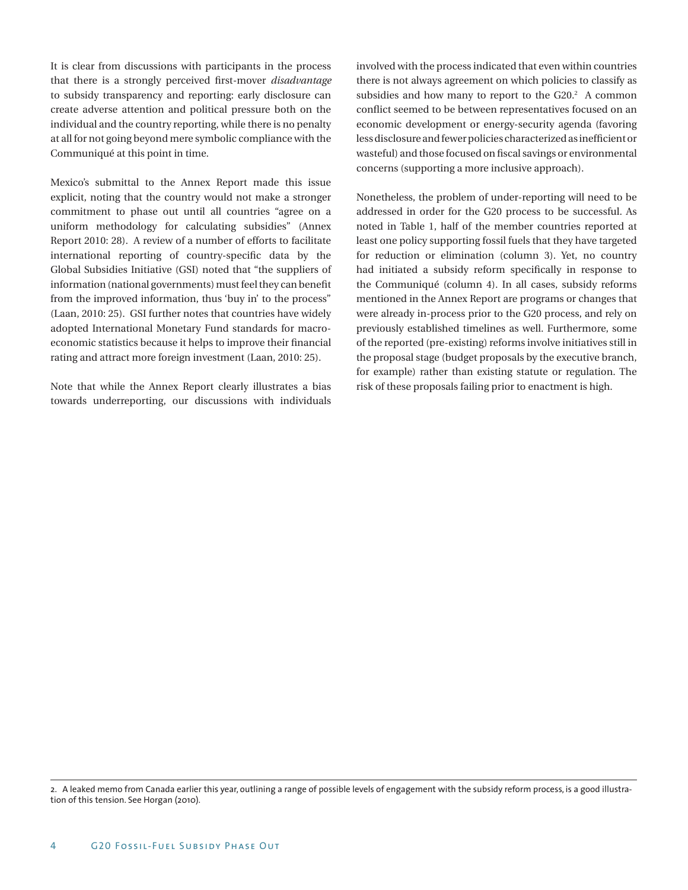It is clear from discussions with participants in the process that there is a strongly perceived first-mover *disadvantage* to subsidy transparency and reporting: early disclosure can create adverse attention and political pressure both on the individual and the country reporting, while there is no penalty at all for not going beyond mere symbolic compliance with the Communiqué at this point in time.

Mexico's submittal to the Annex Report made this issue explicit, noting that the country would not make a stronger commitment to phase out until all countries "agree on a uniform methodology for calculating subsidies" (Annex Report 2010: 28). A review of a number of efforts to facilitate international reporting of country-specific data by the Global Subsidies Initiative (GSI) noted that "the suppliers of information (national governments) must feel they can benefit from the improved information, thus 'buy in' to the process" (Laan, 2010: 25). GSI further notes that countries have widely adopted International Monetary Fund standards for macro-economic statistics because it helps to improve their financial rating and attract more foreign investment (Laan, 2010: 25).

Note that while the Annex Report clearly illustrates a bias towards underreporting, our discussions with individuals involved with the process indicated that even within countries there is not always agreement on which policies to classify as subsidies and how many to report to the G20.[2] A common conflict seemed to be between representatives focused on an economic development or energy-security agenda (favoring less disclosure and fewer policies characterized as inefficient or wasteful) and those focused on fiscal savings or environmental concerns (supporting a more inclusive approach).

Nonetheless, the problem of under-reporting will need to be addressed in order for the G20 process to be successful. As noted in Table 1, half of the member countries reported at least one policy supporting fossil fuels that they have targeted for reduction or elimination (column 3). Yet, no country had initiated a subsidy reform specifically in response to the Communiqué (column 4). In all cases, subsidy reforms mentioned in the Annex Report are programs or changes that were already in-process prior to the G20 process, and rely on previously established timelines as well. Furthermore, some of the reported (pre-existing) reforms involve initiatives still in the proposal stage (budget proposals by the executive branch, for example) rather than existing statute or regulation. The risk of these proposals failing prior to enactment is high.

2. A leaked memo from Canada earlier this year, outlining a range of possible levels of engagement with the subsidy reform process, is a good illustration of this tension. See Horgan (2010).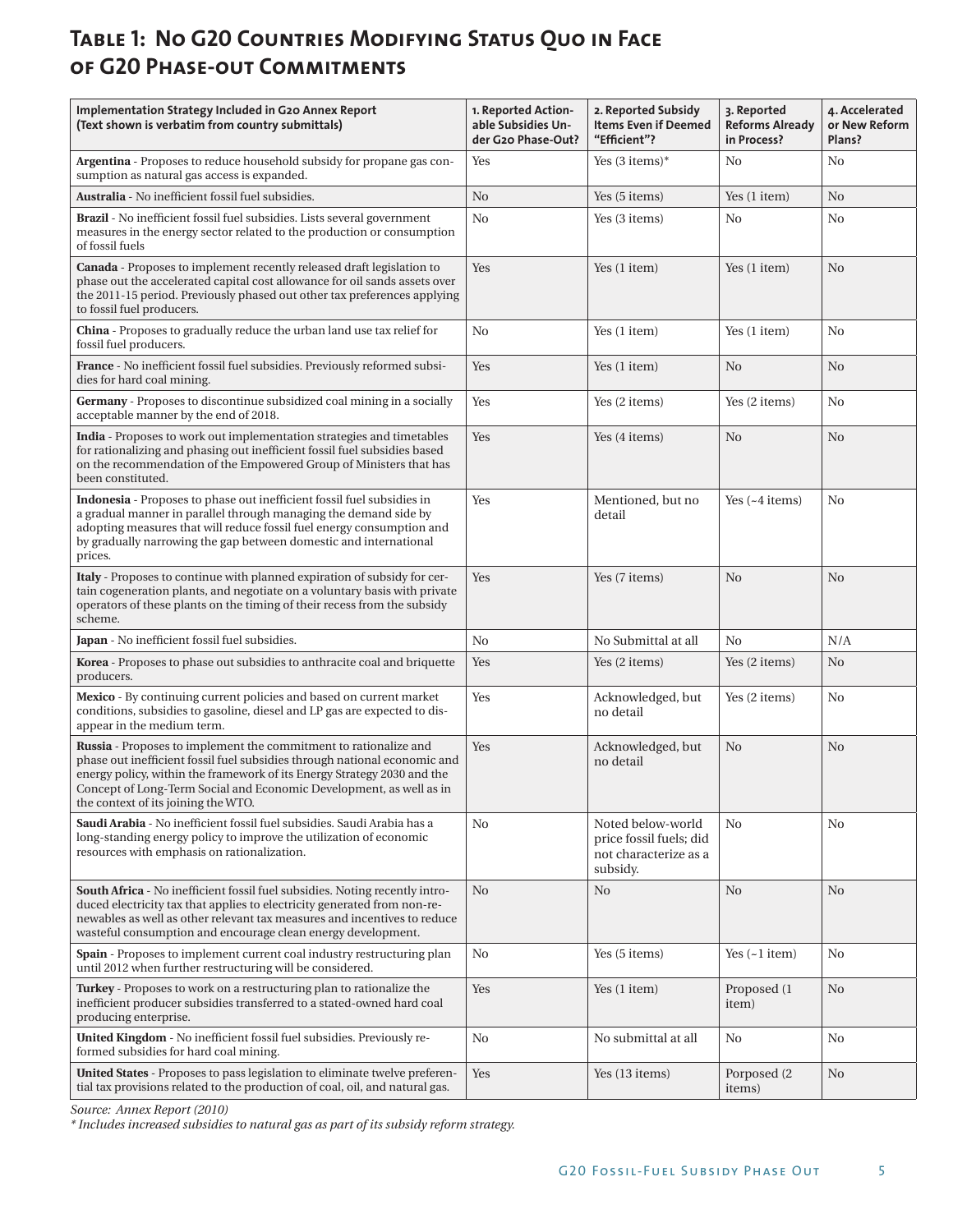# Table 1: No G20 Countries Modifying Status Quo in Face of G20 Phase-out Commitments

| Implementation Strategy Included in G20 Annex Report (Text shown is verbatim from country submittals) | 1. Reported Actionable Subsidies Under G20 Phase-Out? | 2. Reported Subsidy Items Even if Deemed "Efficient"? | 3. Reported Reforms Already in Process? | 4. Accelerated or New Reform Plans? |
|---|---|---|---|---|
| **Argentina** - Proposes to reduce household subsidy for propane gas consumption as natural gas access is expanded. | Yes | Yes (3 items)* | No | No |
| **Australia** - No inefficient fossil fuel subsidies. | No | Yes (5 items) | Yes (1 item) | No |
| **Brazil** - No inefficient fossil fuel subsidies. Lists several government measures in the energy sector related to the production or consumption of fossil fuels | No | Yes (3 items) | No | No |
| **Canada** - Proposes to implement recently released draft legislation to phase out the accelerated capital cost allowance for oil sands assets over the 2011-15 period. Previously phased out other tax preferences applying to fossil fuel producers. | Yes | Yes (1 item) | Yes (1 item) | No |
| **China** - Proposes to gradually reduce the urban land use tax relief for fossil fuel producers. | No | Yes (1 item) | Yes (1 item) | No |
| **France** - No inefficient fossil fuel subsidies. Previously reformed subsidies for hard coal mining. | Yes | Yes (1 item) | No | No |
| **Germany** - Proposes to discontinue subsidized coal mining in a socially acceptable manner by the end of 2018. | Yes | Yes (2 items) | Yes (2 items) | No |
| **India** - Proposes to work out implementation strategies and timetables for rationalizing and phasing out inefficient fossil fuel subsidies based on the recommendation of the Empowered Group of Ministers that has been constituted. | Yes | Yes (4 items) | No | No |
| **Indonesia** - Proposes to phase out inefficient fossil fuel subsidies in a gradual manner in parallel through managing the demand side by adopting measures that will reduce fossil fuel energy consumption and by gradually narrowing the gap between domestic and international prices. | Yes | Mentioned, but no detail | Yes (~4 items) | No |
| **Italy** - Proposes to continue with planned expiration of subsidy for certain cogeneration plants, and negotiate on a voluntary basis with private operators of these plants on the timing of their recess from the subsidy scheme. | Yes | Yes (7 items) | No | No |
| **Japan** - No inefficient fossil fuel subsidies. | No | No Submittal at all | No | N/A |
| **Korea** - Proposes to phase out subsidies to anthracite coal and briquette producers. | Yes | Yes (2 items) | Yes (2 items) | No |
| **Mexico** - By continuing current policies and based on current market conditions, subsidies to gasoline, diesel and LP gas are expected to disappear in the medium term. | Yes | Acknowledged, but no detail | Yes (2 items) | No |
| **Russia** - Proposes to implement the commitment to rationalize and phase out inefficient fossil fuel subsidies through national economic and energy policy, within the framework of its Energy Strategy 2030 and the Concept of Long-Term Social and Economic Development, as well as in the context of its joining the WTO. | Yes | Acknowledged, but no detail | No | No |
| **Saudi Arabia** - No inefficient fossil fuel subsidies. Saudi Arabia has a long-standing energy policy to improve the utilization of economic resources with emphasis on rationalization. | No | Noted below-world price fossil fuels; did not characterize as a subsidy. | No | No |
| **South Africa** - No inefficient fossil fuel subsidies. Noting recently introduced electricity tax that applies to electricity generated from non-renewables as well as other relevant tax measures and incentives to reduce wasteful consumption and encourage clean energy development. | No | No | No | No |
| **Spain** - Proposes to implement current coal industry restructuring plan until 2012 when further restructuring will be considered. | No | Yes (5 items) | Yes (~1 item) | No |
| **Turkey** - Proposes to work on a restructuring plan to rationalize the inefficient producer subsidies transferred to a stated-owned hard coal producing enterprise. | Yes | Yes (1 item) | Proposed (1 item) | No |
| **United Kingdom** - No inefficient fossil fuel subsidies. Previously reformed subsidies for hard coal mining. | No | No submittal at all | No | No |
| **United States** - Proposes to pass legislation to eliminate twelve preferential tax provisions related to the production of coal, oil, and natural gas. | Yes | Yes (13 items) | Porposed (2 items) | No |

*Source: Annex Report (2010)*

*\* Includes increased subsidies to natural gas as part of its subsidy reform strategy.*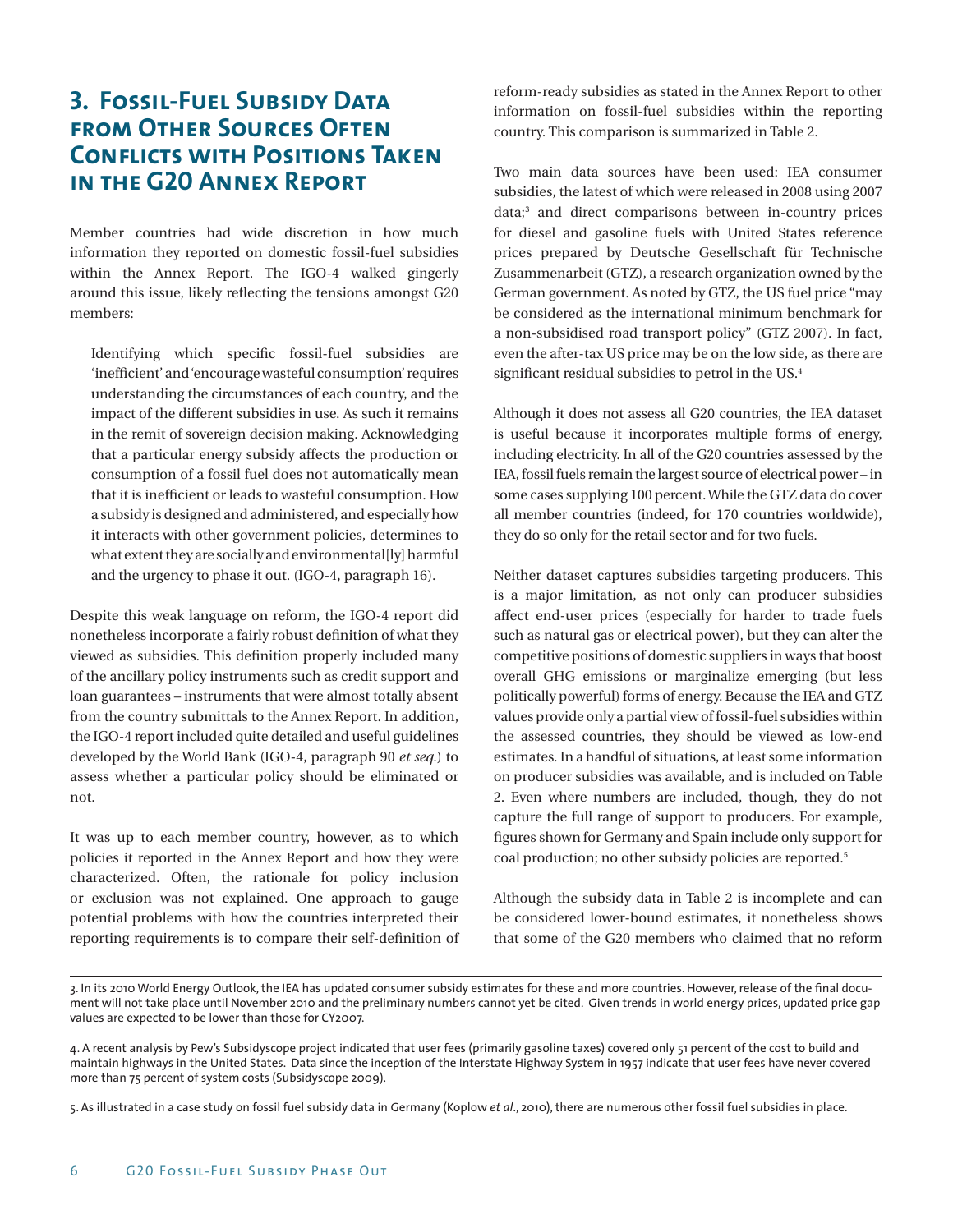## 3. Fossil-Fuel Subsidy Data from Other Sources Often Conflicts with Positions Taken in the G20 Annex Report

Member countries had wide discretion in how much information they reported on domestic fossil-fuel subsidies within the Annex Report. The IGO-4 walked gingerly around this issue, likely reflecting the tensions amongst G20 members:

> Identifying which specific fossil-fuel subsidies are 'inefficient' and 'encourage wasteful consumption' requires understanding the circumstances of each country, and the impact of the different subsidies in use. As such it remains in the remit of sovereign decision making. Acknowledging that a particular energy subsidy affects the production or consumption of a fossil fuel does not automatically mean that it is inefficient or leads to wasteful consumption. How a subsidy is designed and administered, and especially how it interacts with other government policies, determines to what extent they are socially and environmental[ly] harmful and the urgency to phase it out. (IGO-4, paragraph 16).

Despite this weak language on reform, the IGO-4 report did nonetheless incorporate a fairly robust definition of what they viewed as subsidies. This definition properly included many of the ancillary policy instruments such as credit support and loan guarantees – instruments that were almost totally absent from the country submittals to the Annex Report. In addition, the IGO-4 report included quite detailed and useful guidelines developed by the World Bank (IGO-4, paragraph 90 *et seq.*) to assess whether a particular policy should be eliminated or not.

It was up to each member country, however, as to which policies it reported in the Annex Report and how they were characterized. Often, the rationale for policy inclusion or exclusion was not explained. One approach to gauge potential problems with how the countries interpreted their reporting requirements is to compare their self-definition of reform-ready subsidies as stated in the Annex Report to other information on fossil-fuel subsidies within the reporting country. This comparison is summarized in Table 2.

Two main data sources have been used: IEA consumer subsidies, the latest of which were released in 2008 using 2007 data;[3] and direct comparisons between in-country prices for diesel and gasoline fuels with United States reference prices prepared by Deutsche Gesellschaft für Technische Zusammenarbeit (GTZ), a research organization owned by the German government. As noted by GTZ, the US fuel price "may be considered as the international minimum benchmark for a non-subsidised road transport policy" (GTZ 2007). In fact, even the after-tax US price may be on the low side, as there are significant residual subsidies to petrol in the US.[4]

Although it does not assess all G20 countries, the IEA dataset is useful because it incorporates multiple forms of energy, including electricity. In all of the G20 countries assessed by the IEA, fossil fuels remain the largest source of electrical power – in some cases supplying 100 percent. While the GTZ data do cover all member countries (indeed, for 170 countries worldwide), they do so only for the retail sector and for two fuels.

Neither dataset captures subsidies targeting producers. This is a major limitation, as not only can producer subsidies affect end-user prices (especially for harder to trade fuels such as natural gas or electrical power), but they can alter the competitive positions of domestic suppliers in ways that boost overall GHG emissions or marginalize emerging (but less politically powerful) forms of energy. Because the IEA and GTZ values provide only a partial view of fossil-fuel subsidies within the assessed countries, they should be viewed as low-end estimates. In a handful of situations, at least some information on producer subsidies was available, and is included on Table 2. Even where numbers are included, though, they do not capture the full range of support to producers. For example, figures shown for Germany and Spain include only support for coal production; no other subsidy policies are reported.[5]

Although the subsidy data in Table 2 is incomplete and can be considered lower-bound estimates, it nonetheless shows that some of the G20 members who claimed that no reform

---

3. In its 2010 World Energy Outlook, the IEA has updated consumer subsidy estimates for these and more countries. However, release of the final document will not take place until November 2010 and the preliminary numbers cannot yet be cited. Given trends in world energy prices, updated price gap values are expected to be lower than those for CY2007.

4. A recent analysis by Pew's Subsidyscope project indicated that user fees (primarily gasoline taxes) covered only 51 percent of the cost to build and maintain highways in the United States. Data since the inception of the Interstate Highway System in 1957 indicate that user fees have never covered more than 75 percent of system costs (Subsidyscope 2009).

5. As illustrated in a case study on fossil fuel subsidy data in Germany (Koplow *et al.*, 2010), there are numerous other fossil fuel subsidies in place.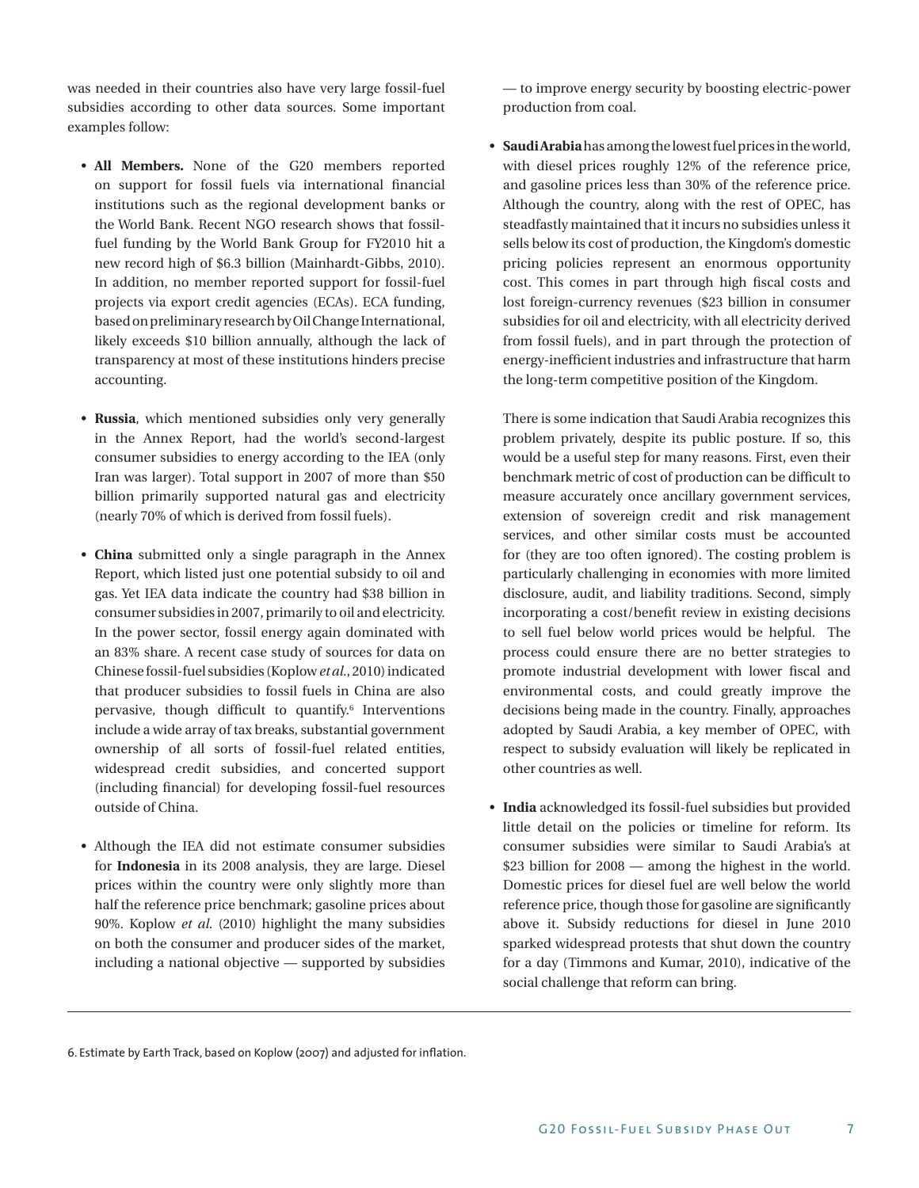was needed in their countries also have very large fossil-fuel subsidies according to other data sources. Some important examples follow:

- **All Members.** None of the G20 members reported on support for fossil fuels via international financial institutions such as the regional development banks or the World Bank. Recent NGO research shows that fossil-fuel funding by the World Bank Group for FY2010 hit a new record high of $6.3 billion (Mainhardt-Gibbs, 2010). In addition, no member reported support for fossil-fuel projects via export credit agencies (ECAs). ECA funding, based on preliminary research by Oil Change International, likely exceeds $10 billion annually, although the lack of transparency at most of these institutions hinders precise accounting.

- **Russia**, which mentioned subsidies only very generally in the Annex Report, had the world's second-largest consumer subsidies to energy according to the IEA (only Iran was larger). Total support in 2007 of more than $50 billion primarily supported natural gas and electricity (nearly 70% of which is derived from fossil fuels).

- **China** submitted only a single paragraph in the Annex Report, which listed just one potential subsidy to oil and gas. Yet IEA data indicate the country had $38 billion in consumer subsidies in 2007, primarily to oil and electricity. In the power sector, fossil energy again dominated with an 83% share. A recent case study of sources for data on Chinese fossil-fuel subsidies (Koplow *et al.*, 2010) indicated that producer subsidies to fossil fuels in China are also pervasive, though difficult to quantify.[6] Interventions include a wide array of tax breaks, substantial government ownership of all sorts of fossil-fuel related entities, widespread credit subsidies, and concerted support (including financial) for developing fossil-fuel resources outside of China.

- Although the IEA did not estimate consumer subsidies for **Indonesia** in its 2008 analysis, they are large. Diesel prices within the country were only slightly more than half the reference price benchmark; gasoline prices about 90%. Koplow *et al.* (2010) highlight the many subsidies on both the consumer and producer sides of the market, including a national objective — supported by subsidies — to improve energy security by boosting electric-power production from coal.

- **Saudi Arabia** has among the lowest fuel prices in the world, with diesel prices roughly 12% of the reference price, and gasoline prices less than 30% of the reference price. Although the country, along with the rest of OPEC, has steadfastly maintained that it incurs no subsidies unless it sells below its cost of production, the Kingdom's domestic pricing policies represent an enormous opportunity cost. This comes in part through high fiscal costs and lost foreign-currency revenues ($23 billion in consumer subsidies for oil and electricity, with all electricity derived from fossil fuels), and in part through the protection of energy-inefficient industries and infrastructure that harm the long-term competitive position of the Kingdom.

  There is some indication that Saudi Arabia recognizes this problem privately, despite its public posture. If so, this would be a useful step for many reasons. First, even their benchmark metric of cost of production can be difficult to measure accurately once ancillary government services, extension of sovereign credit and risk management services, and other similar costs must be accounted for (they are too often ignored). The costing problem is particularly challenging in economies with more limited disclosure, audit, and liability traditions. Second, simply incorporating a cost/benefit review in existing decisions to sell fuel below world prices would be helpful. The process could ensure there are no better strategies to promote industrial development with lower fiscal and environmental costs, and could greatly improve the decisions being made in the country. Finally, approaches adopted by Saudi Arabia, a key member of OPEC, with respect to subsidy evaluation will likely be replicated in other countries as well.

- **India** acknowledged its fossil-fuel subsidies but provided little detail on the policies or timeline for reform. Its consumer subsidies were similar to Saudi Arabia's at $23 billion for 2008 — among the highest in the world. Domestic prices for diesel fuel are well below the world reference price, though those for gasoline are significantly above it. Subsidy reductions for diesel in June 2010 sparked widespread protests that shut down the country for a day (Timmons and Kumar, 2010), indicative of the social challenge that reform can bring.

---

6. Estimate by Earth Track, based on Koplow (2007) and adjusted for inflation.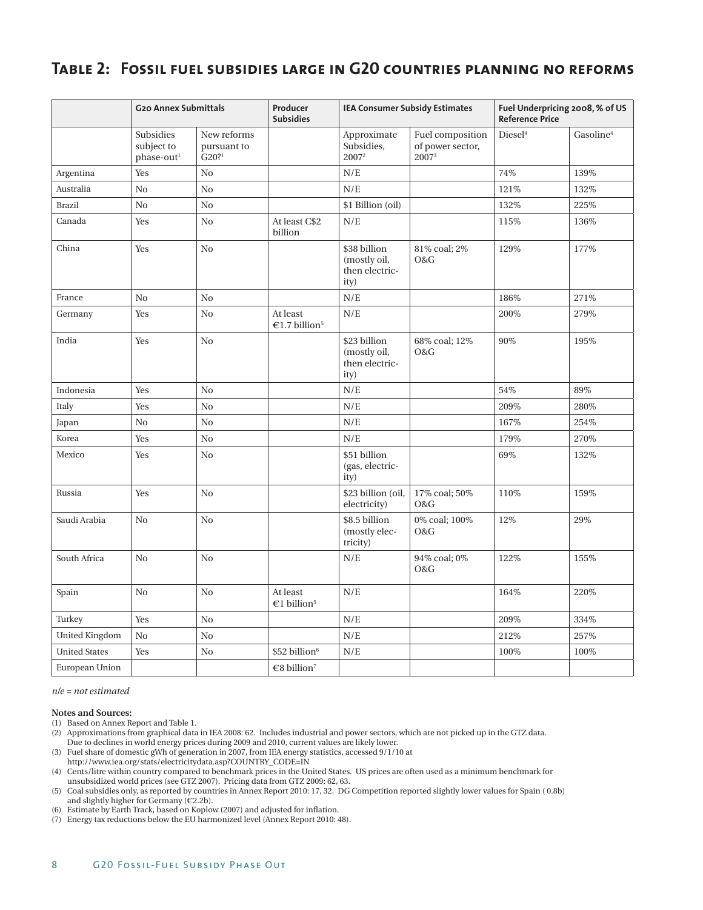## Table 2: Fossil fuel subsidies large in G20 countries planning no reforms

| | G20 Annex Submittals | | Producer Subsidies | IEA Consumer Subsidy Estimates | | Fuel Underpricing 2008, % of US Reference Price | |
|---|---|---|---|---|---|---|---|
| | Subsidies subject to phase-out[1] | New reforms pursuant to G20?[1] | | Approximate Subsidies, 2007[2] | Fuel composition of power sector, 2007[3] | Diesel[4] | Gasoline[4] |
| Argentina | Yes | No | | N/E | | 74% | 139% |
| Australia | No | No | | N/E | | 121% | 132% |
| Brazil | No | No | | $1 Billion (oil) | | 132% | 225% |
| Canada | Yes | No | At least C$2 billion | N/E | | 115% | 136% |
| China | Yes | No | | $38 billion (mostly oil, then electricity) | 81% coal; 2% O&G | 129% | 177% |
| France | No | No | | N/E | | 186% | 271% |
| Germany | Yes | No | At least €1.7 billion[5] | N/E | | 200% | 279% |
| India | Yes | No | | $23 billion (mostly oil, then electricity) | 68% coal; 12% O&G | 90% | 195% |
| Indonesia | Yes | No | | N/E | | 54% | 89% |
| Italy | Yes | No | | N/E | | 209% | 280% |
| Japan | No | No | | N/E | | 167% | 254% |
| Korea | Yes | No | | N/E | | 179% | 270% |
| Mexico | Yes | No | | $51 billion (gas, electricity) | | 69% | 132% |
| Russia | Yes | No | | $23 billion (oil, electricity) | 17% coal; 50% O&G | 110% | 159% |
| Saudi Arabia | No | No | | $8.5 billion (mostly electricity) | 0% coal; 100% O&G | 12% | 29% |
| South Africa | No | No | | N/E | 94% coal; 0% O&G | 122% | 155% |
| Spain | No | No | At least €1 billion[5] | N/E | | 164% | 220% |
| Turkey | Yes | No | | N/E | | 209% | 334% |
| United Kingdom | No | No | | N/E | | 212% | 257% |
| United States | Yes | No | $52 billion[6] | N/E | | 100% | 100% |
| European Union | | | €8 billion[7] | | | | |

*n/e = not estimated*

**Notes and Sources:**

(1) Based on Annex Report and Table 1.
(2) Approximations from graphical data in IEA 2008: 62. Includes industrial and power sectors, which are not picked up in the GTZ data. Due to declines in world energy prices during 2009 and 2010, current values are likely lower.
(3) Fuel share of domestic gWh of generation in 2007, from IEA energy statistics, accessed 9/1/10 at http://www.iea.org/stats/electricitydata.asp?COUNTRY_CODE=IN
(4) Cents/litre within country compared to benchmark prices in the United States. US prices are often used as a minimum benchmark for unsubsidized world prices (see GTZ 2007). Pricing data from GTZ 2009: 62, 63.
(5) Coal subsidies only, as reported by countries in Annex Report 2010: 17, 32. DG Competition reported slightly lower values for Spain ( 0.8b) and slightly higher for Germany (€2.2b).
(6) Estimate by Earth Track, based on Koplow (2007) and adjusted for inflation.
(7) Energy tax reductions below the EU harmonized level (Annex Report 2010: 48).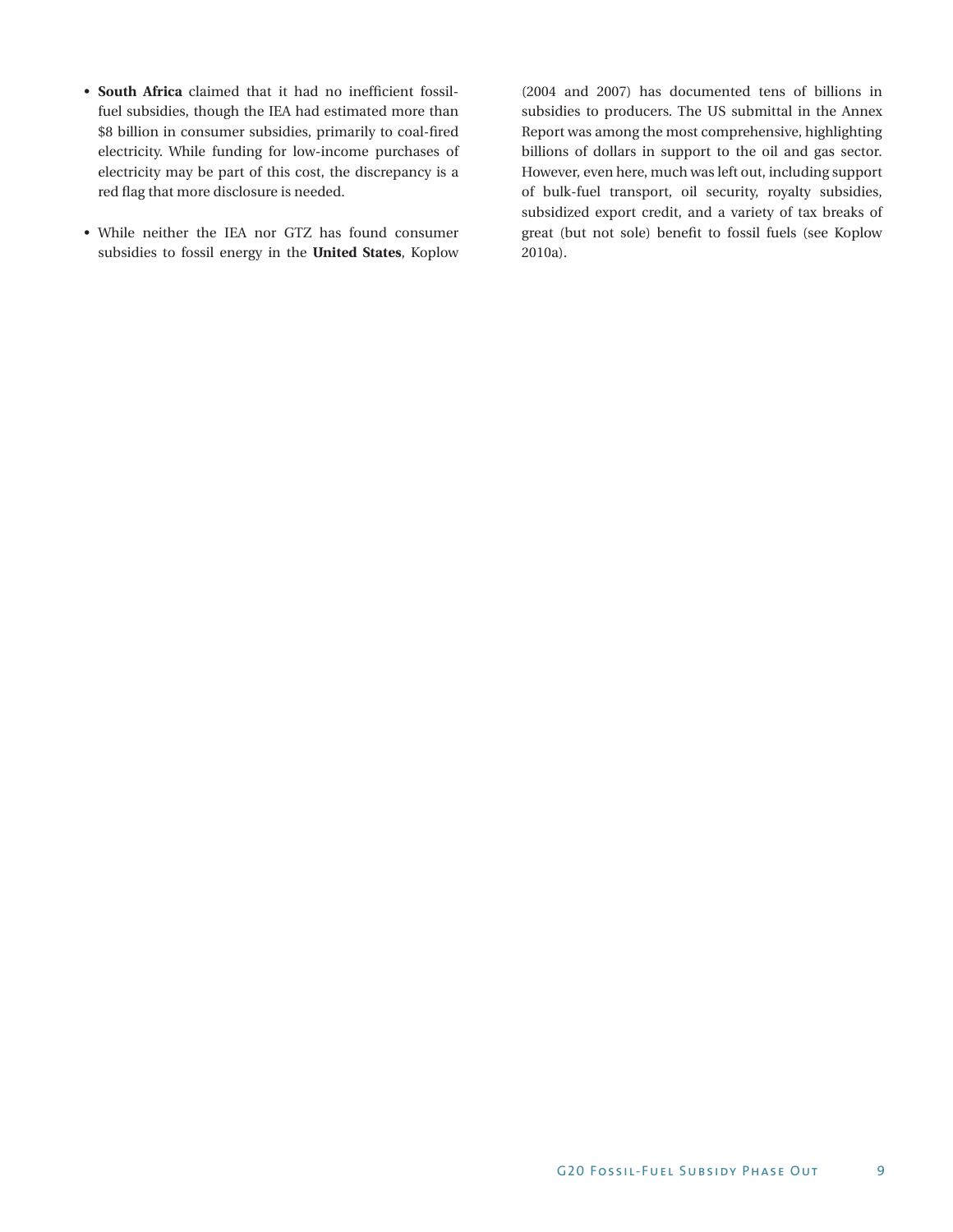- **South Africa** claimed that it had no inefficient fossil-fuel subsidies, though the IEA had estimated more than $8 billion in consumer subsidies, primarily to coal-fired electricity. While funding for low-income purchases of electricity may be part of this cost, the discrepancy is a red flag that more disclosure is needed.

- While neither the IEA nor GTZ has found consumer subsidies to fossil energy in the **United States**, Koplow (2004 and 2007) has documented tens of billions in subsidies to producers. The US submittal in the Annex Report was among the most comprehensive, highlighting billions of dollars in support to the oil and gas sector. However, even here, much was left out, including support of bulk-fuel transport, oil security, royalty subsidies, subsidized export credit, and a variety of tax breaks of great (but not sole) benefit to fossil fuels (see Koplow 2010a).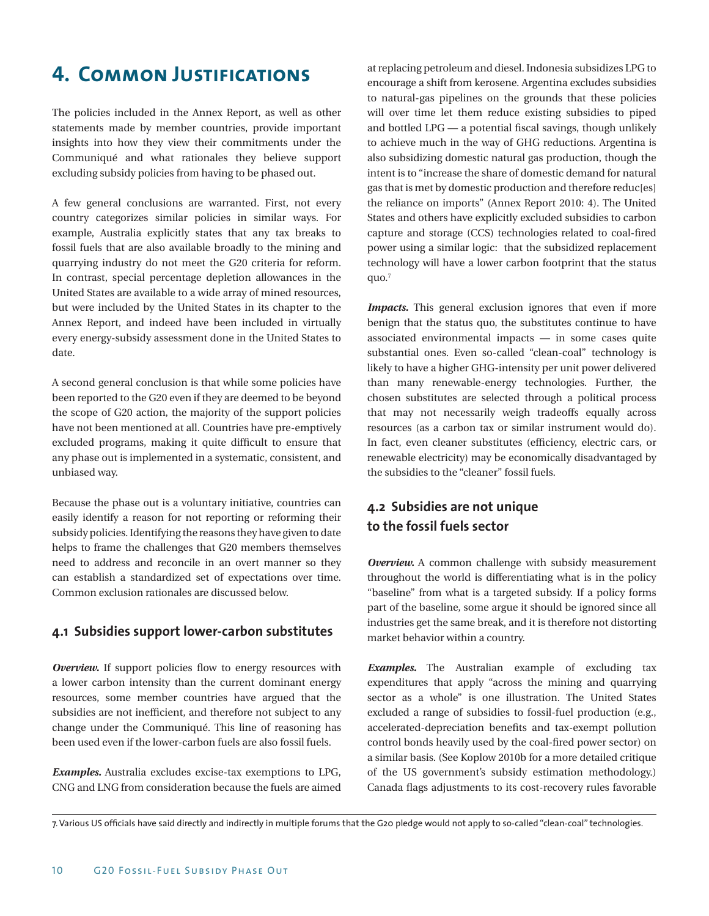# 4. Common Justifications

The policies included in the Annex Report, as well as other statements made by member countries, provide important insights into how they view their commitments under the Communiqué and what rationales they believe support excluding subsidy policies from having to be phased out.

A few general conclusions are warranted. First, not every country categorizes similar policies in similar ways. For example, Australia explicitly states that any tax breaks to fossil fuels that are also available broadly to the mining and quarrying industry do not meet the G20 criteria for reform. In contrast, special percentage depletion allowances in the United States are available to a wide array of mined resources, but were included by the United States in its chapter to the Annex Report, and indeed have been included in virtually every energy-subsidy assessment done in the United States to date.

A second general conclusion is that while some policies have been reported to the G20 even if they are deemed to be beyond the scope of G20 action, the majority of the support policies have not been mentioned at all. Countries have pre-emptively excluded programs, making it quite difficult to ensure that any phase out is implemented in a systematic, consistent, and unbiased way.

Because the phase out is a voluntary initiative, countries can easily identify a reason for not reporting or reforming their subsidy policies. Identifying the reasons they have given to date helps to frame the challenges that G20 members themselves need to address and reconcile in an overt manner so they can establish a standardized set of expectations over time. Common exclusion rationales are discussed below.

## 4.1 Subsidies support lower-carbon substitutes

***Overview.*** If support policies flow to energy resources with a lower carbon intensity than the current dominant energy resources, some member countries have argued that the subsidies are not inefficient, and therefore not subject to any change under the Communiqué. This line of reasoning has been used even if the lower-carbon fuels are also fossil fuels.

***Examples.*** Australia excludes excise-tax exemptions to LPG, CNG and LNG from consideration because the fuels are aimed at replacing petroleum and diesel. Indonesia subsidizes LPG to encourage a shift from kerosene. Argentina excludes subsidies to natural-gas pipelines on the grounds that these policies will over time let them reduce existing subsidies to piped and bottled LPG — a potential fiscal savings, though unlikely to achieve much in the way of GHG reductions. Argentina is also subsidizing domestic natural gas production, though the intent is to "increase the share of domestic demand for natural gas that is met by domestic production and therefore reduc[es] the reliance on imports" (Annex Report 2010: 4). The United States and others have explicitly excluded subsidies to carbon capture and storage (CCS) technologies related to coal-fired power using a similar logic: that the subsidized replacement technology will have a lower carbon footprint that the status quo.[7]

***Impacts.*** This general exclusion ignores that even if more benign that the status quo, the substitutes continue to have associated environmental impacts — in some cases quite substantial ones. Even so-called "clean-coal" technology is likely to have a higher GHG-intensity per unit power delivered than many renewable-energy technologies. Further, the chosen substitutes are selected through a political process that may not necessarily weigh tradeoffs equally across resources (as a carbon tax or similar instrument would do). In fact, even cleaner substitutes (efficiency, electric cars, or renewable electricity) may be economically disadvantaged by the subsidies to the "cleaner" fossil fuels.

## 4.2 Subsidies are not unique to the fossil fuels sector

***Overview.*** A common challenge with subsidy measurement throughout the world is differentiating what is in the policy "baseline" from what is a targeted subsidy. If a policy forms part of the baseline, some argue it should be ignored since all industries get the same break, and it is therefore not distorting market behavior within a country.

***Examples.*** The Australian example of excluding tax expenditures that apply "across the mining and quarrying sector as a whole" is one illustration. The United States excluded a range of subsidies to fossil-fuel production (e.g., accelerated-depreciation benefits and tax-exempt pollution control bonds heavily used by the coal-fired power sector) on a similar basis. (See Koplow 2010b for a more detailed critique of the US government's subsidy estimation methodology.) Canada flags adjustments to its cost-recovery rules favorable

---

7. Various US officials have said directly and indirectly in multiple forums that the G20 pledge would not apply to so-called "clean-coal" technologies.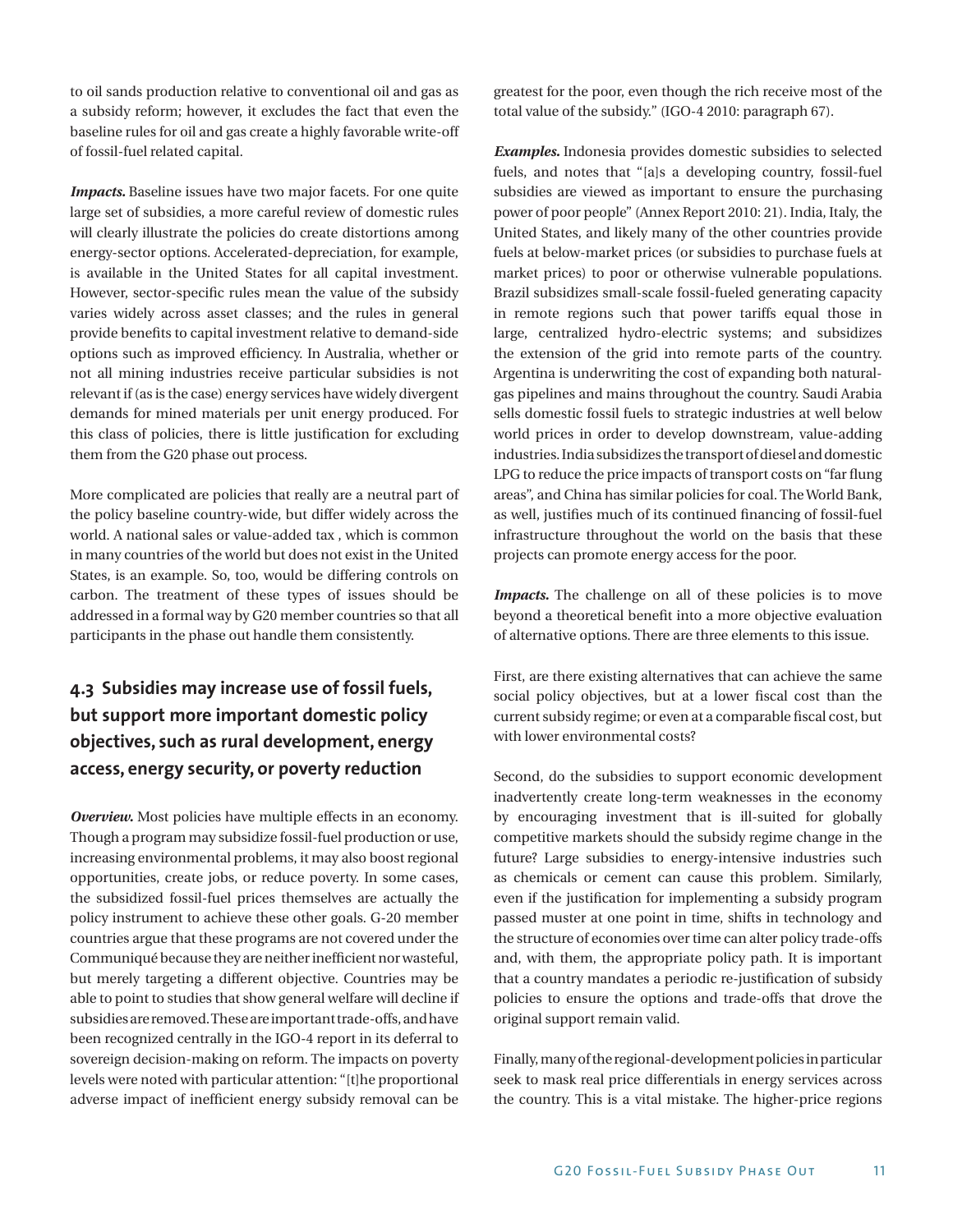to oil sands production relative to conventional oil and gas as a subsidy reform; however, it excludes the fact that even the baseline rules for oil and gas create a highly favorable write-off of fossil-fuel related capital.

***Impacts.*** Baseline issues have two major facets. For one quite large set of subsidies, a more careful review of domestic rules will clearly illustrate the policies do create distortions among energy-sector options. Accelerated-depreciation, for example, is available in the United States for all capital investment. However, sector-specific rules mean the value of the subsidy varies widely across asset classes; and the rules in general provide benefits to capital investment relative to demand-side options such as improved efficiency. In Australia, whether or not all mining industries receive particular subsidies is not relevant if (as is the case) energy services have widely divergent demands for mined materials per unit energy produced. For this class of policies, there is little justification for excluding them from the G20 phase out process.

More complicated are policies that really are a neutral part of the policy baseline country-wide, but differ widely across the world. A national sales or value-added tax , which is common in many countries of the world but does not exist in the United States, is an example. So, too, would be differing controls on carbon. The treatment of these types of issues should be addressed in a formal way by G20 member countries so that all participants in the phase out handle them consistently.

## 4.3 Subsidies may increase use of fossil fuels, but support more important domestic policy objectives, such as rural development, energy access, energy security, or poverty reduction

***Overview.*** Most policies have multiple effects in an economy. Though a program may subsidize fossil-fuel production or use, increasing environmental problems, it may also boost regional opportunities, create jobs, or reduce poverty. In some cases, the subsidized fossil-fuel prices themselves are actually the policy instrument to achieve these other goals. G-20 member countries argue that these programs are not covered under the Communiqué because they are neither inefficient nor wasteful, but merely targeting a different objective. Countries may be able to point to studies that show general welfare will decline if subsidies are removed. These are important trade-offs, and have been recognized centrally in the IGO-4 report in its deferral to sovereign decision-making on reform. The impacts on poverty levels were noted with particular attention: "[t]he proportional adverse impact of inefficient energy subsidy removal can be greatest for the poor, even though the rich receive most of the total value of the subsidy." (IGO-4 2010: paragraph 67).

***Examples.*** Indonesia provides domestic subsidies to selected fuels, and notes that "[a]s a developing country, fossil-fuel subsidies are viewed as important to ensure the purchasing power of poor people" (Annex Report 2010: 21). India, Italy, the United States, and likely many of the other countries provide fuels at below-market prices (or subsidies to purchase fuels at market prices) to poor or otherwise vulnerable populations. Brazil subsidizes small-scale fossil-fueled generating capacity in remote regions such that power tariffs equal those in large, centralized hydro-electric systems; and subsidizes the extension of the grid into remote parts of the country. Argentina is underwriting the cost of expanding both natural-gas pipelines and mains throughout the country. Saudi Arabia sells domestic fossil fuels to strategic industries at well below world prices in order to develop downstream, value-adding industries. India subsidizes the transport of diesel and domestic LPG to reduce the price impacts of transport costs on "far flung areas", and China has similar policies for coal. The World Bank, as well, justifies much of its continued financing of fossil-fuel infrastructure throughout the world on the basis that these projects can promote energy access for the poor.

***Impacts.*** The challenge on all of these policies is to move beyond a theoretical benefit into a more objective evaluation of alternative options. There are three elements to this issue.

First, are there existing alternatives that can achieve the same social policy objectives, but at a lower fiscal cost than the current subsidy regime; or even at a comparable fiscal cost, but with lower environmental costs?

Second, do the subsidies to support economic development inadvertently create long-term weaknesses in the economy by encouraging investment that is ill-suited for globally competitive markets should the subsidy regime change in the future? Large subsidies to energy-intensive industries such as chemicals or cement can cause this problem. Similarly, even if the justification for implementing a subsidy program passed muster at one point in time, shifts in technology and the structure of economies over time can alter policy trade-offs and, with them, the appropriate policy path. It is important that a country mandates a periodic re-justification of subsidy policies to ensure the options and trade-offs that drove the original support remain valid.

Finally, many of the regional-development policies in particular seek to mask real price differentials in energy services across the country. This is a vital mistake. The higher-price regions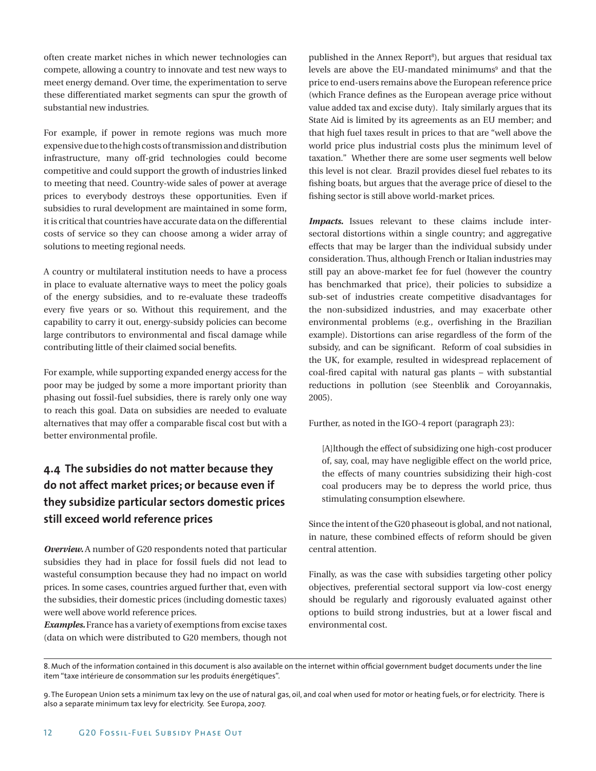often create market niches in which newer technologies can compete, allowing a country to innovate and test new ways to meet energy demand. Over time, the experimentation to serve these differentiated market segments can spur the growth of substantial new industries.

For example, if power in remote regions was much more expensive due to the high costs of transmission and distribution infrastructure, many off-grid technologies could become competitive and could support the growth of industries linked to meeting that need. Country-wide sales of power at average prices to everybody destroys these opportunities. Even if subsidies to rural development are maintained in some form, it is critical that countries have accurate data on the differential costs of service so they can choose among a wider array of solutions to meeting regional needs.

A country or multilateral institution needs to have a process in place to evaluate alternative ways to meet the policy goals of the energy subsidies, and to re-evaluate these tradeoffs every five years or so. Without this requirement, and the capability to carry it out, energy-subsidy policies can become large contributors to environmental and fiscal damage while contributing little of their claimed social benefits.

For example, while supporting expanded energy access for the poor may be judged by some a more important priority than phasing out fossil-fuel subsidies, there is rarely only one way to reach this goal. Data on subsidies are needed to evaluate alternatives that may offer a comparable fiscal cost but with a better environmental profile.

## 4.4 The subsidies do not matter because they do not affect market prices; or because even if they subsidize particular sectors domestic prices still exceed world reference prices

***Overview.*** A number of G20 respondents noted that particular subsidies they had in place for fossil fuels did not lead to wasteful consumption because they had no impact on world prices. In some cases, countries argued further that, even with the subsidies, their domestic prices (including domestic taxes) were well above world reference prices.

***Examples.*** France has a variety of exemptions from excise taxes (data on which were distributed to G20 members, though not published in the Annex Report[8]), but argues that residual tax levels are above the EU-mandated minimums[9] and that the price to end-users remains above the European reference price (which France defines as the European average price without value added tax and excise duty). Italy similarly argues that its State Aid is limited by its agreements as an EU member; and that high fuel taxes result in prices to that are "well above the world price plus industrial costs plus the minimum level of taxation." Whether there are some user segments well below this level is not clear. Brazil provides diesel fuel rebates to its fishing boats, but argues that the average price of diesel to the fishing sector is still above world-market prices.

***Impacts.*** Issues relevant to these claims include inter-sectoral distortions within a single country; and aggregative effects that may be larger than the individual subsidy under consideration. Thus, although French or Italian industries may still pay an above-market fee for fuel (however the country has benchmarked that price), their policies to subsidize a sub-set of industries create competitive disadvantages for the non-subsidized industries, and may exacerbate other environmental problems (e.g., overfishing in the Brazilian example). Distortions can arise regardless of the form of the subsidy, and can be significant. Reform of coal subsidies in the UK, for example, resulted in widespread replacement of coal-fired capital with natural gas plants – with substantial reductions in pollution (see Steenblik and Coroyannakis, 2005).

Further, as noted in the IGO-4 report (paragraph 23):

> [A]lthough the effect of subsidizing one high-cost producer of, say, coal, may have negligible effect on the world price, the effects of many countries subsidizing their high-cost coal producers may be to depress the world price, thus stimulating consumption elsewhere.

Since the intent of the G20 phaseout is global, and not national, in nature, these combined effects of reform should be given central attention.

Finally, as was the case with subsidies targeting other policy objectives, preferential sectoral support via low-cost energy should be regularly and rigorously evaluated against other options to build strong industries, but at a lower fiscal and environmental cost.

---

8. Much of the information contained in this document is also available on the internet within official government budget documents under the line item "taxe intérieure de consommation sur les produits énergétiques".

9. The European Union sets a minimum tax levy on the use of natural gas, oil, and coal when used for motor or heating fuels, or for electricity. There is also a separate minimum tax levy for electricity. See Europa, 2007.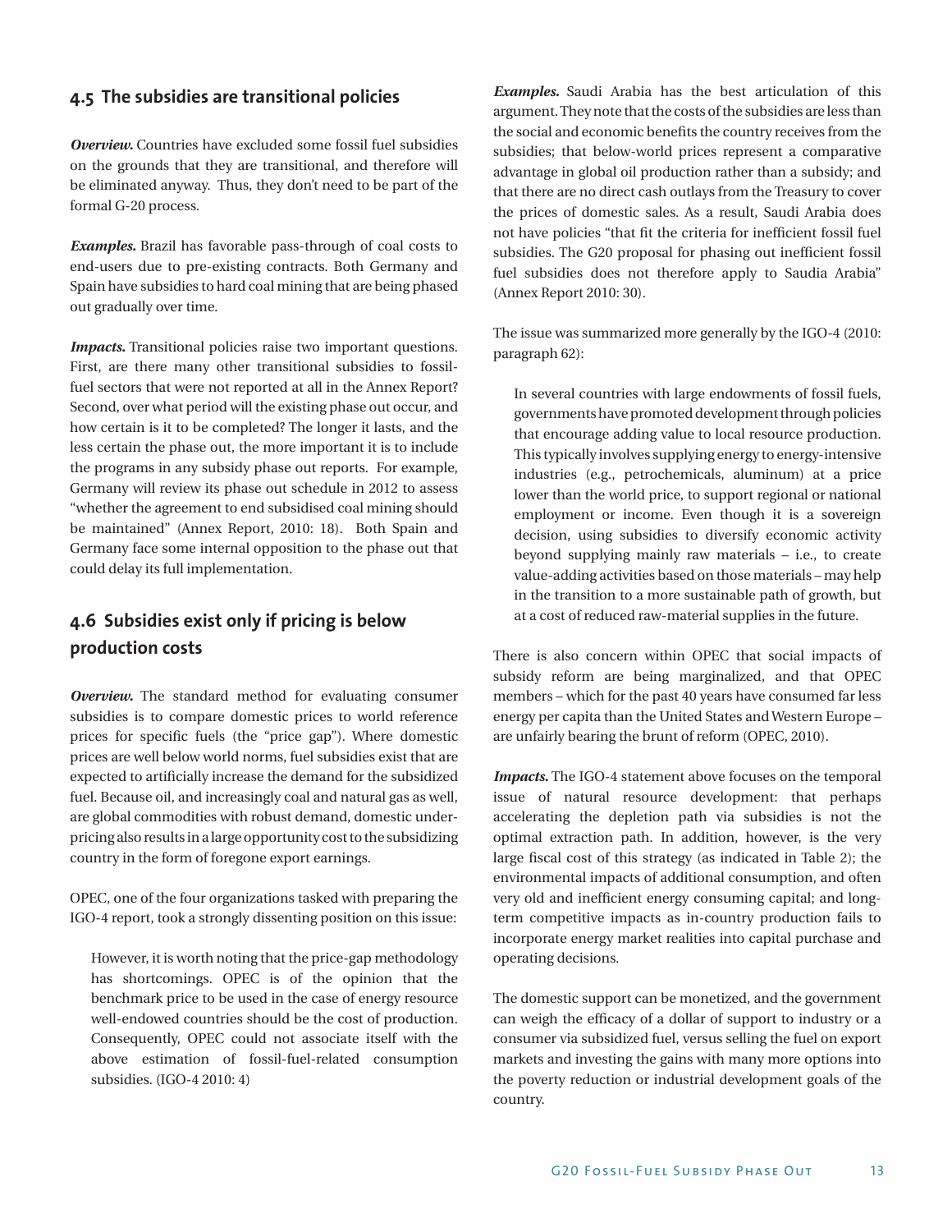## 4.5 The subsidies are transitional policies

***Overview.*** Countries have excluded some fossil fuel subsidies on the grounds that they are transitional, and therefore will be eliminated anyway. Thus, they don't need to be part of the formal G-20 process.

***Examples.*** Brazil has favorable pass-through of coal costs to end-users due to pre-existing contracts. Both Germany and Spain have subsidies to hard coal mining that are being phased out gradually over time.

***Impacts.*** Transitional policies raise two important questions. First, are there many other transitional subsidies to fossil-fuel sectors that were not reported at all in the Annex Report? Second, over what period will the existing phase out occur, and how certain is it to be completed? The longer it lasts, and the less certain the phase out, the more important it is to include the programs in any subsidy phase out reports. For example, Germany will review its phase out schedule in 2012 to assess "whether the agreement to end subsidised coal mining should be maintained" (Annex Report, 2010: 18). Both Spain and Germany face some internal opposition to the phase out that could delay its full implementation.

## 4.6 Subsidies exist only if pricing is below production costs

***Overview.*** The standard method for evaluating consumer subsidies is to compare domestic prices to world reference prices for specific fuels (the "price gap"). Where domestic prices are well below world norms, fuel subsidies exist that are expected to artificially increase the demand for the subsidized fuel. Because oil, and increasingly coal and natural gas as well, are global commodities with robust demand, domestic under-pricing also results in a large opportunity cost to the subsidizing country in the form of foregone export earnings.

OPEC, one of the four organizations tasked with preparing the IGO-4 report, took a strongly dissenting position on this issue:

> However, it is worth noting that the price-gap methodology has shortcomings. OPEC is of the opinion that the benchmark price to be used in the case of energy resource well-endowed countries should be the cost of production. Consequently, OPEC could not associate itself with the above estimation of fossil-fuel-related consumption subsidies. (IGO-4 2010: 4)

***Examples.*** Saudi Arabia has the best articulation of this argument. They note that the costs of the subsidies are less than the social and economic benefits the country receives from the subsidies; that below-world prices represent a comparative advantage in global oil production rather than a subsidy; and that there are no direct cash outlays from the Treasury to cover the prices of domestic sales. As a result, Saudi Arabia does not have policies "that fit the criteria for inefficient fossil fuel subsidies. The G20 proposal for phasing out inefficient fossil fuel subsidies does not therefore apply to Saudia Arabia" (Annex Report 2010: 30).

The issue was summarized more generally by the IGO-4 (2010: paragraph 62):

> In several countries with large endowments of fossil fuels, governments have promoted development through policies that encourage adding value to local resource production. This typically involves supplying energy to energy-intensive industries (e.g., petrochemicals, aluminum) at a price lower than the world price, to support regional or national employment or income. Even though it is a sovereign decision, using subsidies to diversify economic activity beyond supplying mainly raw materials – i.e., to create value-adding activities based on those materials – may help in the transition to a more sustainable path of growth, but at a cost of reduced raw-material supplies in the future.

There is also concern within OPEC that social impacts of subsidy reform are being marginalized, and that OPEC members – which for the past 40 years have consumed far less energy per capita than the United States and Western Europe – are unfairly bearing the brunt of reform (OPEC, 2010).

***Impacts.*** The IGO-4 statement above focuses on the temporal issue of natural resource development: that perhaps accelerating the depletion path via subsidies is not the optimal extraction path. In addition, however, is the very large fiscal cost of this strategy (as indicated in Table 2); the environmental impacts of additional consumption, and often very old and inefficient energy consuming capital; and long-term competitive impacts as in-country production fails to incorporate energy market realities into capital purchase and operating decisions.

The domestic support can be monetized, and the government can weigh the efficacy of a dollar of support to industry or a consumer via subsidized fuel, versus selling the fuel on export markets and investing the gains with many more options into the poverty reduction or industrial development goals of the country.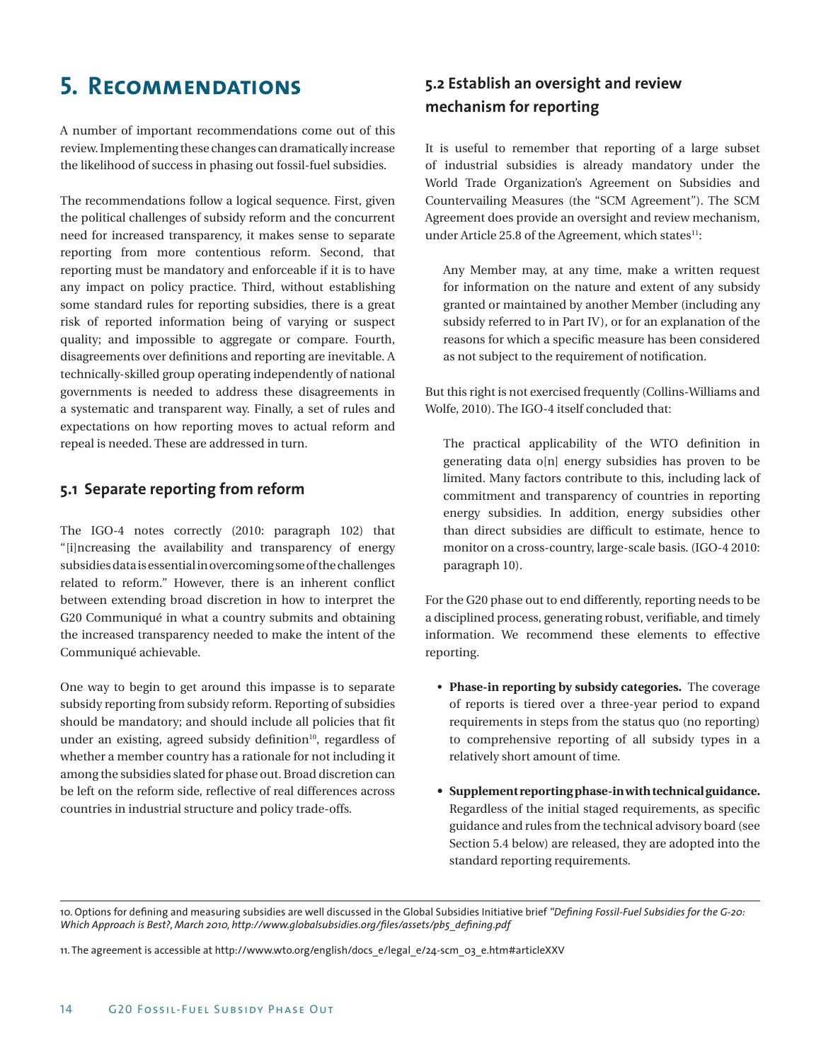# 5. Recommendations

A number of important recommendations come out of this review. Implementing these changes can dramatically increase the likelihood of success in phasing out fossil-fuel subsidies.

The recommendations follow a logical sequence. First, given the political challenges of subsidy reform and the concurrent need for increased transparency, it makes sense to separate reporting from more contentious reform. Second, that reporting must be mandatory and enforceable if it is to have any impact on policy practice. Third, without establishing some standard rules for reporting subsidies, there is a great risk of reported information being of varying or suspect quality; and impossible to aggregate or compare. Fourth, disagreements over definitions and reporting are inevitable. A technically-skilled group operating independently of national governments is needed to address these disagreements in a systematic and transparent way. Finally, a set of rules and expectations on how reporting moves to actual reform and repeal is needed. These are addressed in turn.

## 5.1 Separate reporting from reform

The IGO-4 notes correctly (2010: paragraph 102) that "[i]ncreasing the availability and transparency of energy subsidies data is essential in overcoming some of the challenges related to reform." However, there is an inherent conflict between extending broad discretion in how to interpret the G20 Communiqué in what a country submits and obtaining the increased transparency needed to make the intent of the Communiqué achievable.

One way to begin to get around this impasse is to separate subsidy reporting from subsidy reform. Reporting of subsidies should be mandatory; and should include all policies that fit under an existing, agreed subsidy definition[10], regardless of whether a member country has a rationale for not including it among the subsidies slated for phase out. Broad discretion can be left on the reform side, reflective of real differences across countries in industrial structure and policy trade-offs.

## 5.2 Establish an oversight and review mechanism for reporting

It is useful to remember that reporting of a large subset of industrial subsidies is already mandatory under the World Trade Organization's Agreement on Subsidies and Countervailing Measures (the "SCM Agreement"). The SCM Agreement does provide an oversight and review mechanism, under Article 25.8 of the Agreement, which states[11]:

> Any Member may, at any time, make a written request for information on the nature and extent of any subsidy granted or maintained by another Member (including any subsidy referred to in Part IV), or for an explanation of the reasons for which a specific measure has been considered as not subject to the requirement of notification.

But this right is not exercised frequently (Collins-Williams and Wolfe, 2010). The IGO-4 itself concluded that:

> The practical applicability of the WTO definition in generating data o[n] energy subsidies has proven to be limited. Many factors contribute to this, including lack of commitment and transparency of countries in reporting energy subsidies. In addition, energy subsidies other than direct subsidies are difficult to estimate, hence to monitor on a cross-country, large-scale basis. (IGO-4 2010: paragraph 10).

For the G20 phase out to end differently, reporting needs to be a disciplined process, generating robust, verifiable, and timely information. We recommend these elements to effective reporting.

- **Phase-in reporting by subsidy categories.** The coverage of reports is tiered over a three-year period to expand requirements in steps from the status quo (no reporting) to comprehensive reporting of all subsidy types in a relatively short amount of time.
- **Supplement reporting phase-in with technical guidance.** Regardless of the initial staged requirements, as specific guidance and rules from the technical advisory board (see Section 5.4 below) are released, they are adopted into the standard reporting requirements.

10. Options for defining and measuring subsidies are well discussed in the Global Subsidies Initiative brief *"Defining Fossil-Fuel Subsidies for the G-20: Which Approach is Best?, March 2010, http://www.globalsubsidies.org/files/assets/pb5_defining.pdf*

11. The agreement is accessible at http://www.wto.org/english/docs_e/legal_e/24-scm_03_e.htm#articleXXV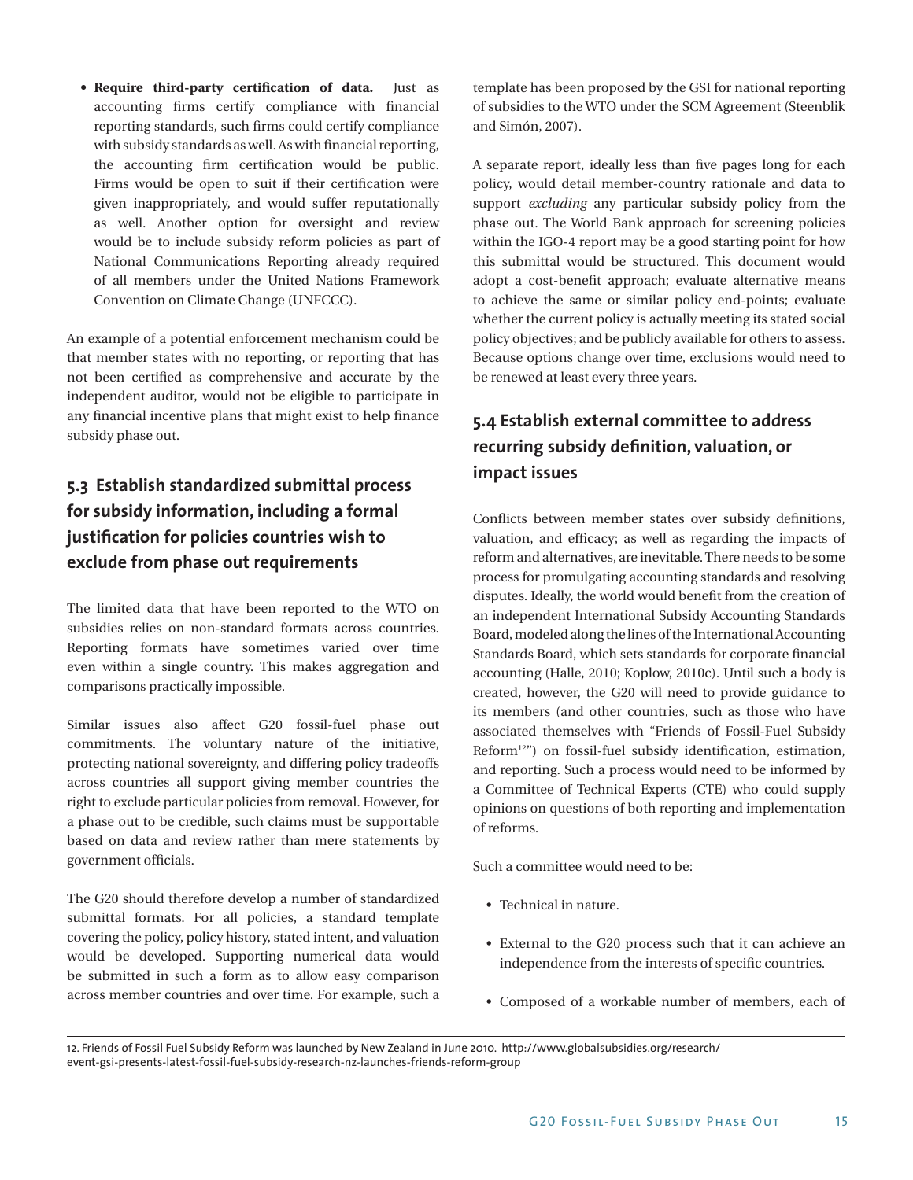- **Require third-party certification of data.** Just as accounting firms certify compliance with financial reporting standards, such firms could certify compliance with subsidy standards as well. As with financial reporting, the accounting firm certification would be public. Firms would be open to suit if their certification were given inappropriately, and would suffer reputationally as well. Another option for oversight and review would be to include subsidy reform policies as part of National Communications Reporting already required of all members under the United Nations Framework Convention on Climate Change (UNFCCC).

An example of a potential enforcement mechanism could be that member states with no reporting, or reporting that has not been certified as comprehensive and accurate by the independent auditor, would not be eligible to participate in any financial incentive plans that might exist to help finance subsidy phase out.

## 5.3 Establish standardized submittal process for subsidy information, including a formal justification for policies countries wish to exclude from phase out requirements

The limited data that have been reported to the WTO on subsidies relies on non-standard formats across countries. Reporting formats have sometimes varied over time even within a single country. This makes aggregation and comparisons practically impossible.

Similar issues also affect G20 fossil-fuel phase out commitments. The voluntary nature of the initiative, protecting national sovereignty, and differing policy tradeoffs across countries all support giving member countries the right to exclude particular policies from removal. However, for a phase out to be credible, such claims must be supportable based on data and review rather than mere statements by government officials.

The G20 should therefore develop a number of standardized submittal formats. For all policies, a standard template covering the policy, policy history, stated intent, and valuation would be developed. Supporting numerical data would be submitted in such a form as to allow easy comparison across member countries and over time. For example, such a template has been proposed by the GSI for national reporting of subsidies to the WTO under the SCM Agreement (Steenblik and Simón, 2007).

A separate report, ideally less than five pages long for each policy, would detail member-country rationale and data to support *excluding* any particular subsidy policy from the phase out. The World Bank approach for screening policies within the IGO-4 report may be a good starting point for how this submittal would be structured. This document would adopt a cost-benefit approach; evaluate alternative means to achieve the same or similar policy end-points; evaluate whether the current policy is actually meeting its stated social policy objectives; and be publicly available for others to assess. Because options change over time, exclusions would need to be renewed at least every three years.

## 5.4 Establish external committee to address recurring subsidy definition, valuation, or impact issues

Conflicts between member states over subsidy definitions, valuation, and efficacy; as well as regarding the impacts of reform and alternatives, are inevitable. There needs to be some process for promulgating accounting standards and resolving disputes. Ideally, the world would benefit from the creation of an independent International Subsidy Accounting Standards Board, modeled along the lines of the International Accounting Standards Board, which sets standards for corporate financial accounting (Halle, 2010; Koplow, 2010c). Until such a body is created, however, the G20 will need to provide guidance to its members (and other countries, such as those who have associated themselves with "Friends of Fossil-Fuel Subsidy Reform[12]") on fossil-fuel subsidy identification, estimation, and reporting. Such a process would need to be informed by a Committee of Technical Experts (CTE) who could supply opinions on questions of both reporting and implementation of reforms.

Such a committee would need to be:

- Technical in nature.
- External to the G20 process such that it can achieve an independence from the interests of specific countries.
- Composed of a workable number of members, each of

12. Friends of Fossil Fuel Subsidy Reform was launched by New Zealand in June 2010. http://www.globalsubsidies.org/research/event-gsi-presents-latest-fossil-fuel-subsidy-research-nz-launches-friends-reform-group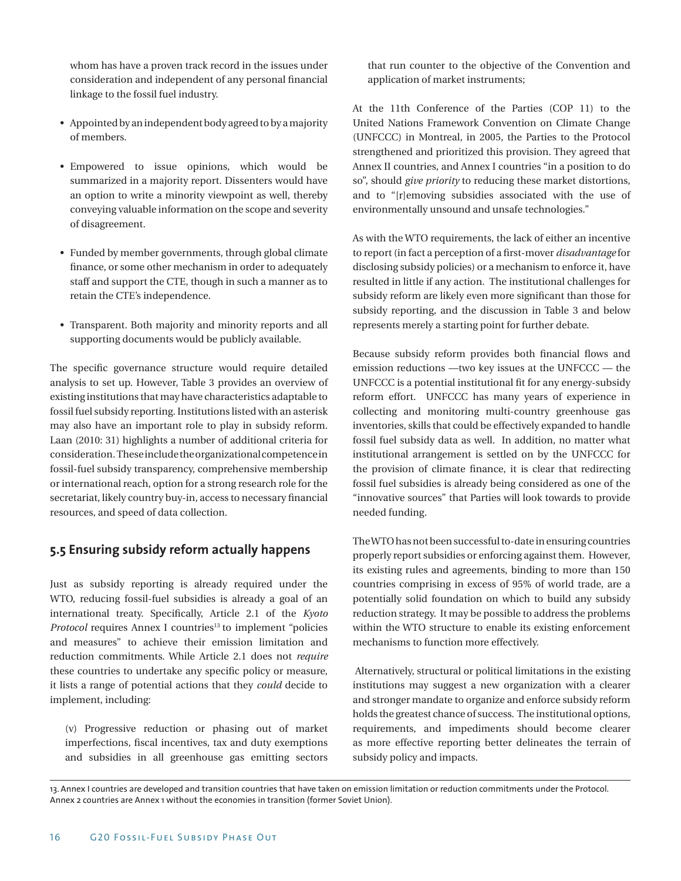whom has have a proven track record in the issues under consideration and independent of any personal financial linkage to the fossil fuel industry.

- Appointed by an independent body agreed to by a majority of members.
- Empowered to issue opinions, which would be summarized in a majority report. Dissenters would have an option to write a minority viewpoint as well, thereby conveying valuable information on the scope and severity of disagreement.
- Funded by member governments, through global climate finance, or some other mechanism in order to adequately staff and support the CTE, though in such a manner as to retain the CTE's independence.
- Transparent. Both majority and minority reports and all supporting documents would be publicly available.

The specific governance structure would require detailed analysis to set up. However, Table 3 provides an overview of existing institutions that may have characteristics adaptable to fossil fuel subsidy reporting. Institutions listed with an asterisk may also have an important role to play in subsidy reform. Laan (2010: 31) highlights a number of additional criteria for consideration. These include the organizational competence in fossil-fuel subsidy transparency, comprehensive membership or international reach, option for a strong research role for the secretariat, likely country buy-in, access to necessary financial resources, and speed of data collection.

## 5.5 Ensuring subsidy reform actually happens

Just as subsidy reporting is already required under the WTO, reducing fossil-fuel subsidies is already a goal of an international treaty. Specifically, Article 2.1 of the *Kyoto Protocol* requires Annex I countries[13] to implement "policies and measures" to achieve their emission limitation and reduction commitments. While Article 2.1 does not *require* these countries to undertake any specific policy or measure, it lists a range of potential actions that they *could* decide to implement, including:

> (v) Progressive reduction or phasing out of market imperfections, fiscal incentives, tax and duty exemptions and subsidies in all greenhouse gas emitting sectors that run counter to the objective of the Convention and application of market instruments;

At the 11th Conference of the Parties (COP 11) to the United Nations Framework Convention on Climate Change (UNFCCC) in Montreal, in 2005, the Parties to the Protocol strengthened and prioritized this provision. They agreed that Annex II countries, and Annex I countries "in a position to do so", should *give priority* to reducing these market distortions, and to "[r]emoving subsidies associated with the use of environmentally unsound and unsafe technologies."

As with the WTO requirements, the lack of either an incentive to report (in fact a perception of a first-mover *disadvantage* for disclosing subsidy policies) or a mechanism to enforce it, have resulted in little if any action. The institutional challenges for subsidy reform are likely even more significant than those for subsidy reporting, and the discussion in Table 3 and below represents merely a starting point for further debate.

Because subsidy reform provides both financial flows and emission reductions —two key issues at the UNFCCC — the UNFCCC is a potential institutional fit for any energy-subsidy reform effort. UNFCCC has many years of experience in collecting and monitoring multi-country greenhouse gas inventories, skills that could be effectively expanded to handle fossil fuel subsidy data as well. In addition, no matter what institutional arrangement is settled on by the UNFCCC for the provision of climate finance, it is clear that redirecting fossil fuel subsidies is already being considered as one of the "innovative sources" that Parties will look towards to provide needed funding.

The WTO has not been successful to-date in ensuring countries properly report subsidies or enforcing against them. However, its existing rules and agreements, binding to more than 150 countries comprising in excess of 95% of world trade, are a potentially solid foundation on which to build any subsidy reduction strategy. It may be possible to address the problems within the WTO structure to enable its existing enforcement mechanisms to function more effectively.

Alternatively, structural or political limitations in the existing institutions may suggest a new organization with a clearer and stronger mandate to organize and enforce subsidy reform holds the greatest chance of success. The institutional options, requirements, and impediments should become clearer as more effective reporting better delineates the terrain of subsidy policy and impacts.

13. Annex I countries are developed and transition countries that have taken on emission limitation or reduction commitments under the Protocol. Annex 2 countries are Annex 1 without the economies in transition (former Soviet Union).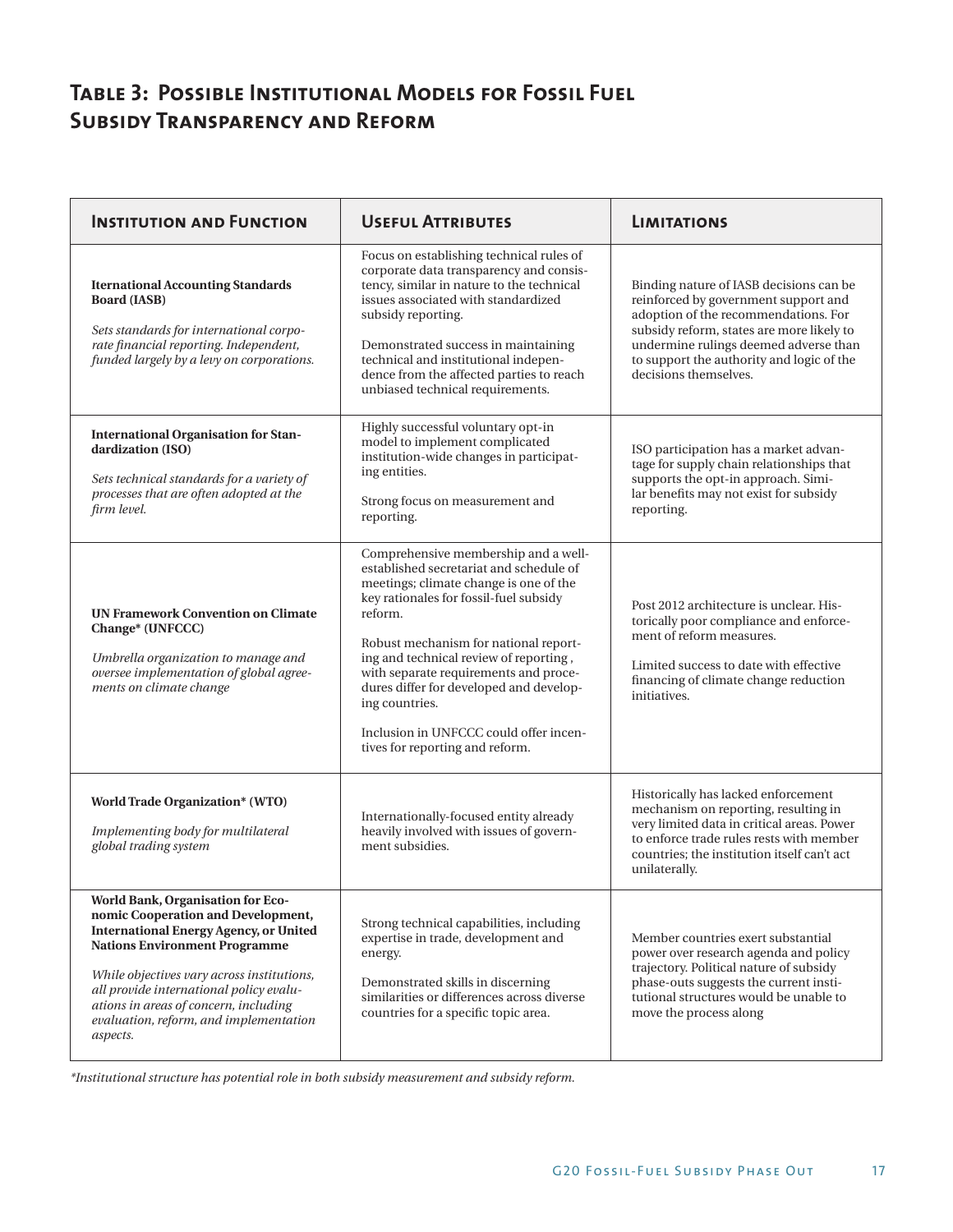## Table 3: Possible Institutional Models for Fossil Fuel Subsidy Transparency and Reform

| Institution and Function | Useful Attributes | Limitations |
|---|---|---|
| **International Accounting Standards Board (IASB)**<br><br>*Sets standards for international corporate financial reporting. Independent, funded largely by a levy on corporations.* | Focus on establishing technical rules of corporate data transparency and consistency, similar in nature to the technical issues associated with standardized subsidy reporting.<br><br>Demonstrated success in maintaining technical and institutional independence from the affected parties to reach unbiased technical requirements. | Binding nature of IASB decisions can be reinforced by government support and adoption of the recommendations. For subsidy reform, states are more likely to undermine rulings deemed adverse than to support the authority and logic of the decisions themselves. |
| **International Organisation for Standardization (ISO)**<br><br>*Sets technical standards for a variety of processes that are often adopted at the firm level.* | Highly successful voluntary opt-in model to implement complicated institution-wide changes in participating entities.<br><br>Strong focus on measurement and reporting. | ISO participation has a market advantage for supply chain relationships that supports the opt-in approach. Similar benefits may not exist for subsidy reporting. |
| **UN Framework Convention on Climate Change* (UNFCCC)**<br><br>*Umbrella organization to manage and oversee implementation of global agreements on climate change* | Comprehensive membership and a well-established secretariat and schedule of meetings; climate change is one of the key rationales for fossil-fuel subsidy reform.<br><br>Robust mechanism for national reporting and technical review of reporting , with separate requirements and procedures differ for developed and developing countries.<br><br>Inclusion in UNFCCC could offer incentives for reporting and reform. | Post 2012 architecture is unclear. Historically poor compliance and enforcement of reform measures.<br><br>Limited success to date with effective financing of climate change reduction initiatives. |
| **World Trade Organization* (WTO)**<br><br>*Implementing body for multilateral global trading system* | Internationally-focused entity already heavily involved with issues of government subsidies. | Historically has lacked enforcement mechanism on reporting, resulting in very limited data in critical areas. Power to enforce trade rules rests with member countries; the institution itself can't act unilaterally. |
| **World Bank, Organisation for Economic Cooperation and Development, International Energy Agency, or United Nations Environment Programme**<br><br>*While objectives vary across institutions, all provide international policy evaluations in areas of concern, including evaluation, reform, and implementation aspects.* | Strong technical capabilities, including expertise in trade, development and energy.<br><br>Demonstrated skills in discerning similarities or differences across diverse countries for a specific topic area. | Member countries exert substantial power over research agenda and policy trajectory. Political nature of subsidy phase-outs suggests the current institutional structures would be unable to move the process along |

*\*Institutional structure has potential role in both subsidy measurement and subsidy reform.*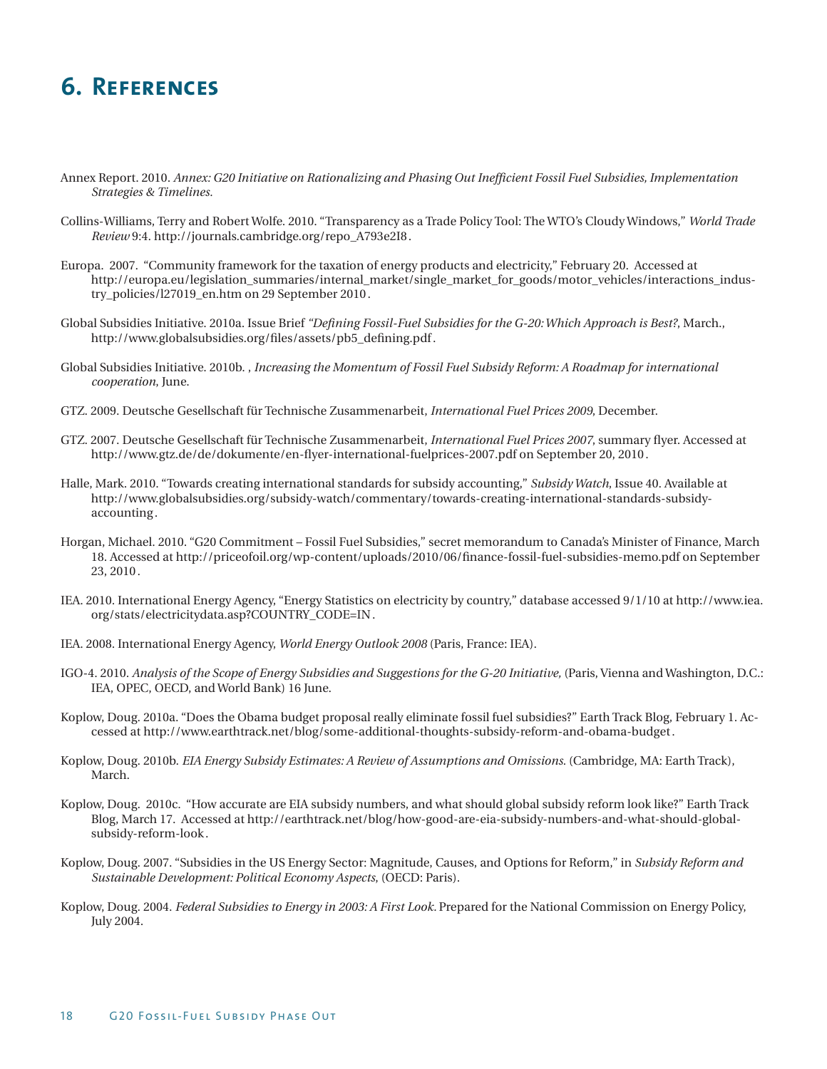# 6. References

Annex Report. 2010. *Annex: G20 Initiative on Rationalizing and Phasing Out Inefficient Fossil Fuel Subsidies, Implementation Strategies & Timelines.*

Collins-Williams, Terry and Robert Wolfe. 2010. "Transparency as a Trade Policy Tool: The WTO's Cloudy Windows," *World Trade Review* 9:4. http://journals.cambridge.org/repo_A793e2I8.

Europa. 2007. "Community framework for the taxation of energy products and electricity," February 20. Accessed at http://europa.eu/legislation_summaries/internal_market/single_market_for_goods/motor_vehicles/interactions_industry_policies/l27019_en.htm on 29 September 2010.

Global Subsidies Initiative. 2010a. Issue Brief *"Defining Fossil-Fuel Subsidies for the G-20: Which Approach is Best?*, March., http://www.globalsubsidies.org/files/assets/pb5_defining.pdf.

Global Subsidies Initiative. 2010b. , *Increasing the Momentum of Fossil Fuel Subsidy Reform: A Roadmap for international cooperation*, June.

GTZ. 2009. Deutsche Gesellschaft für Technische Zusammenarbeit, *International Fuel Prices 2009*, December.

GTZ. 2007. Deutsche Gesellschaft für Technische Zusammenarbeit, *International Fuel Prices 2007*, summary flyer. Accessed at http://www.gtz.de/de/dokumente/en-flyer-international-fuelprices-2007.pdf on September 20, 2010.

Halle, Mark. 2010. "Towards creating international standards for subsidy accounting," *Subsidy Watch*, Issue 40. Available at http://www.globalsubsidies.org/subsidy-watch/commentary/towards-creating-international-standards-subsidy-accounting.

Horgan, Michael. 2010. "G20 Commitment – Fossil Fuel Subsidies," secret memorandum to Canada's Minister of Finance, March 18. Accessed at http://priceofoil.org/wp-content/uploads/2010/06/finance-fossil-fuel-subsidies-memo.pdf on September 23, 2010.

IEA. 2010. International Energy Agency, "Energy Statistics on electricity by country," database accessed 9/1/10 at http://www.iea.org/stats/electricitydata.asp?COUNTRY_CODE=IN.

IEA. 2008. International Energy Agency, *World Energy Outlook 2008* (Paris, France: IEA).

IGO-4. 2010. *Analysis of the Scope of Energy Subsidies and Suggestions for the G-20 Initiative,* (Paris, Vienna and Washington, D.C.: IEA, OPEC, OECD, and World Bank) 16 June.

Koplow, Doug. 2010a. "Does the Obama budget proposal really eliminate fossil fuel subsidies?" Earth Track Blog, February 1. Accessed at http://www.earthtrack.net/blog/some-additional-thoughts-subsidy-reform-and-obama-budget.

Koplow, Doug. 2010b. *EIA Energy Subsidy Estimates: A Review of Assumptions and Omissions.* (Cambridge, MA: Earth Track), March.

Koplow, Doug. 2010c. "How accurate are EIA subsidy numbers, and what should global subsidy reform look like?" Earth Track Blog, March 17. Accessed at http://earthtrack.net/blog/how-good-are-eia-subsidy-numbers-and-what-should-global-subsidy-reform-look.

Koplow, Doug. 2007. "Subsidies in the US Energy Sector: Magnitude, Causes, and Options for Reform," in *Subsidy Reform and Sustainable Development: Political Economy Aspects*, (OECD: Paris).

Koplow, Doug. 2004. *Federal Subsidies to Energy in 2003: A First Look.* Prepared for the National Commission on Energy Policy, July 2004.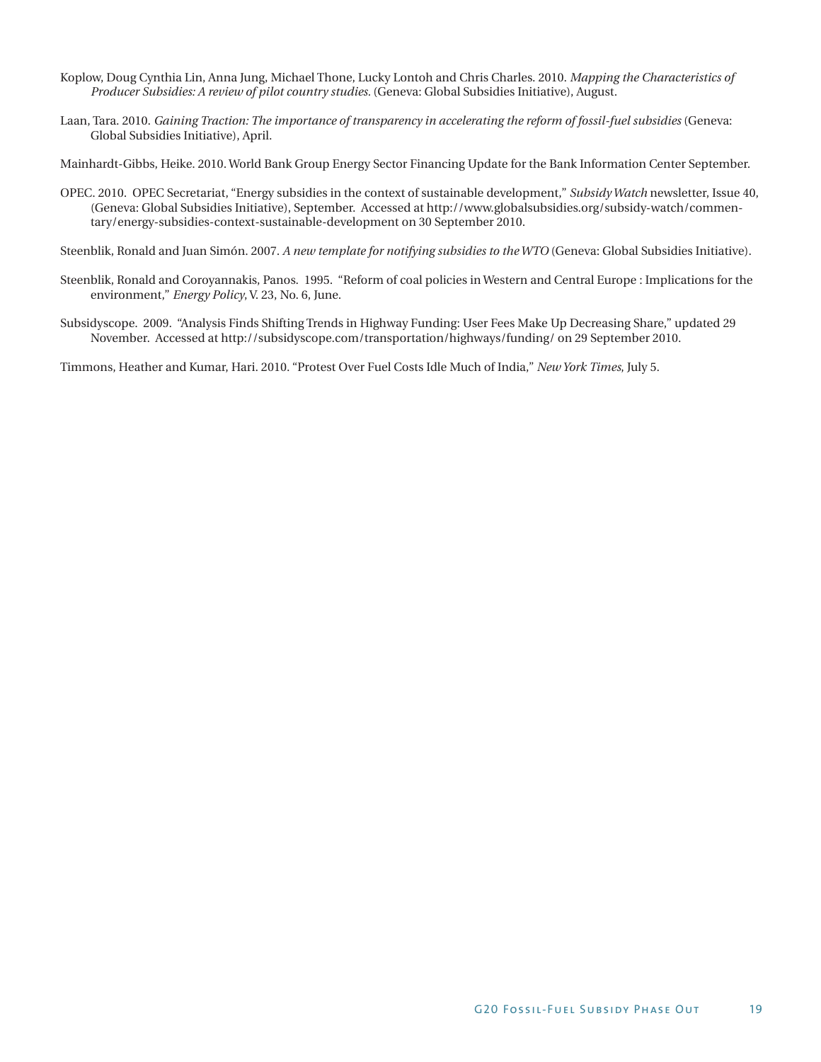Koplow, Doug Cynthia Lin, Anna Jung, Michael Thone, Lucky Lontoh and Chris Charles. 2010. *Mapping the Characteristics of Producer Subsidies: A review of pilot country studies.* (Geneva: Global Subsidies Initiative), August.

Laan, Tara. 2010. *Gaining Traction: The importance of transparency in accelerating the reform of fossil-fuel subsidies* (Geneva: Global Subsidies Initiative), April.

Mainhardt-Gibbs, Heike. 2010. World Bank Group Energy Sector Financing Update for the Bank Information Center September.

OPEC. 2010. OPEC Secretariat, "Energy subsidies in the context of sustainable development," *Subsidy Watch* newsletter, Issue 40, (Geneva: Global Subsidies Initiative), September. Accessed at http://www.globalsubsidies.org/subsidy-watch/commentary/energy-subsidies-context-sustainable-development on 30 September 2010.

Steenblik, Ronald and Juan Simón. 2007. *A new template for notifying subsidies to the WTO* (Geneva: Global Subsidies Initiative).

Steenblik, Ronald and Coroyannakis, Panos. 1995. "Reform of coal policies in Western and Central Europe : Implications for the environment," *Energy Policy*, V. 23, No. 6, June.

Subsidyscope. 2009. "Analysis Finds Shifting Trends in Highway Funding: User Fees Make Up Decreasing Share," updated 29 November. Accessed at http://subsidyscope.com/transportation/highways/funding/ on 29 September 2010.

Timmons, Heather and Kumar, Hari. 2010. "Protest Over Fuel Costs Idle Much of India," *New York Times*, July 5.